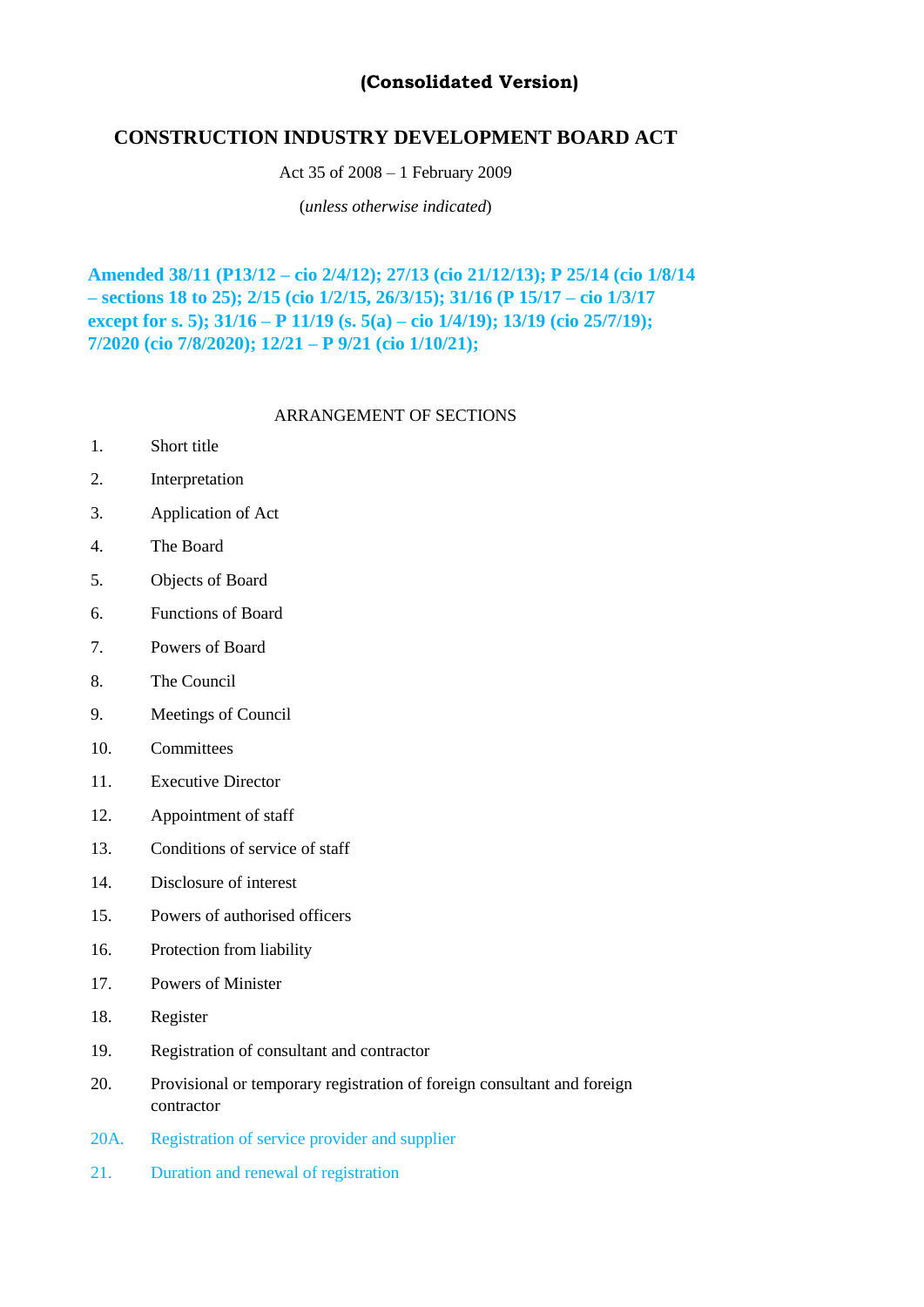**(Consolidated Version)**

# CONSTRUCTION INDUSTRY DEVELOPMENT BOARD ACT

Act 35 of 2008 – 1 February 2009

(*unless otherwise indicated*)

**Amended 38/11 (P13/12 – cio 2/4/12); 27/13 (cio 21/12/13); P 25/14 (cio 1/8/14 – sections 18 to 25); 2/15 (cio 1/2/15, 26/3/15); 31/16 (P 15/17 – cio 1/3/17 except for s. 5); 31/16 – P 11/19 (s. 5(a) – cio 1/4/19); 13/19 (cio 25/7/19); 7/2020 (cio 7/8/2020); 12/21 – P 9/21 (cio 1/10/21);**

## ARRANGEMENT OF SECTIONS

1. Short title
2. Interpretation
3. Application of Act
4. The Board
5. Objects of Board
6. Functions of Board
7. Powers of Board
8. The Council
9. Meetings of Council
10. Committees
11. Executive Director
12. Appointment of staff
13. Conditions of service of staff
14. Disclosure of interest
15. Powers of authorised officers
16. Protection from liability
17. Powers of Minister
18. Register
19. Registration of consultant and contractor
20. Provisional or temporary registration of foreign consultant and foreign contractor

20A. Registration of service provider and supplier

21. Duration and renewal of registration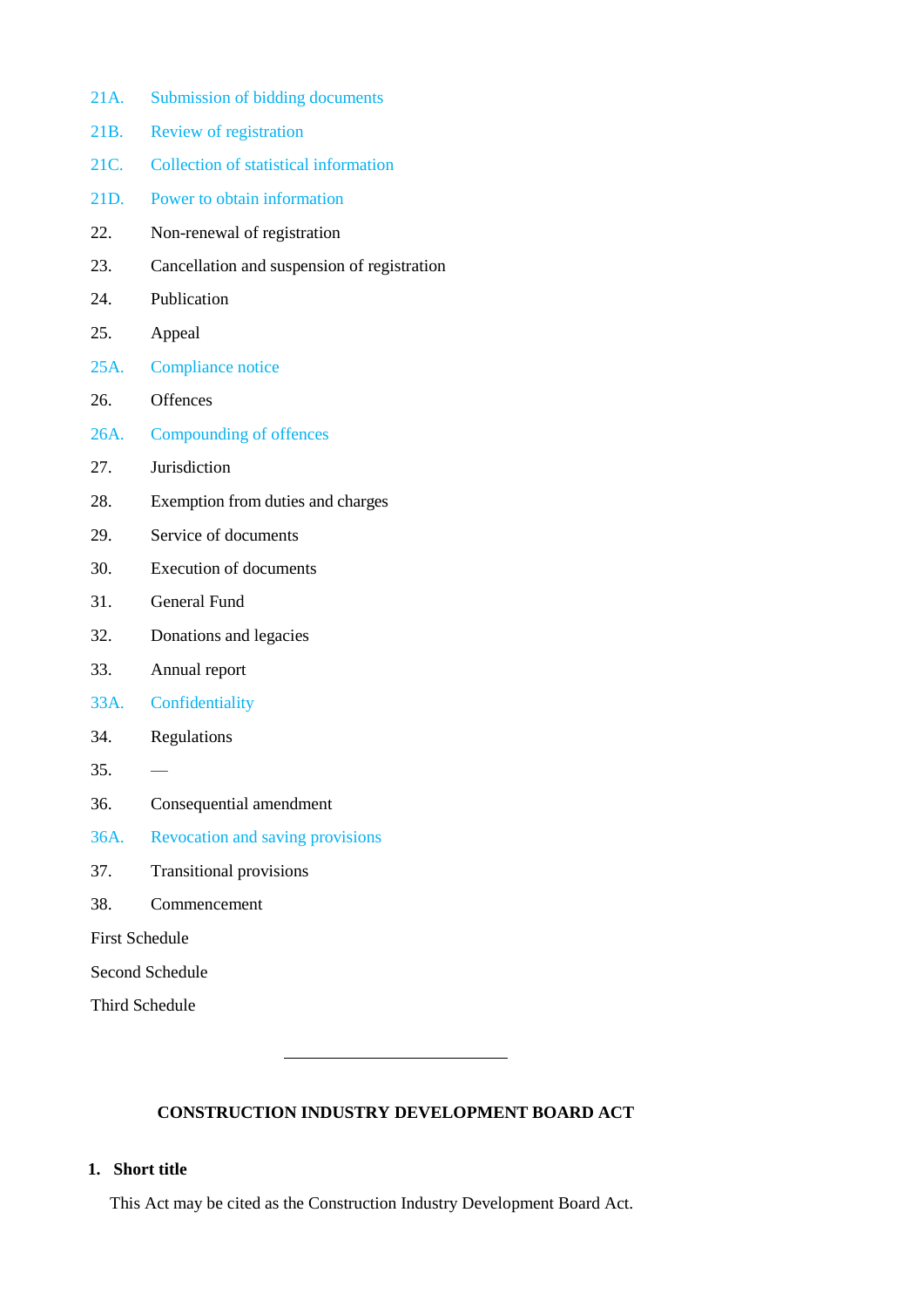21A. Submission of bidding documents

21B. Review of registration

21C. Collection of statistical information

21D. Power to obtain information

22. Non-renewal of registration

23. Cancellation and suspension of registration

24. Publication

25. Appeal

25A. Compliance notice

26. Offences

26A. Compounding of offences

27. Jurisdiction

28. Exemption from duties and charges

29. Service of documents

30. Execution of documents

31. General Fund

32. Donations and legacies

33. Annual report

33A. Confidentiality

34. Regulations

35. —

36. Consequential amendment

36A. Revocation and saving provisions

37. Transitional provisions

38. Commencement

First Schedule

Second Schedule

Third Schedule

---

# CONSTRUCTION INDUSTRY DEVELOPMENT BOARD ACT

## 1. Short title

This Act may be cited as the Construction Industry Development Board Act.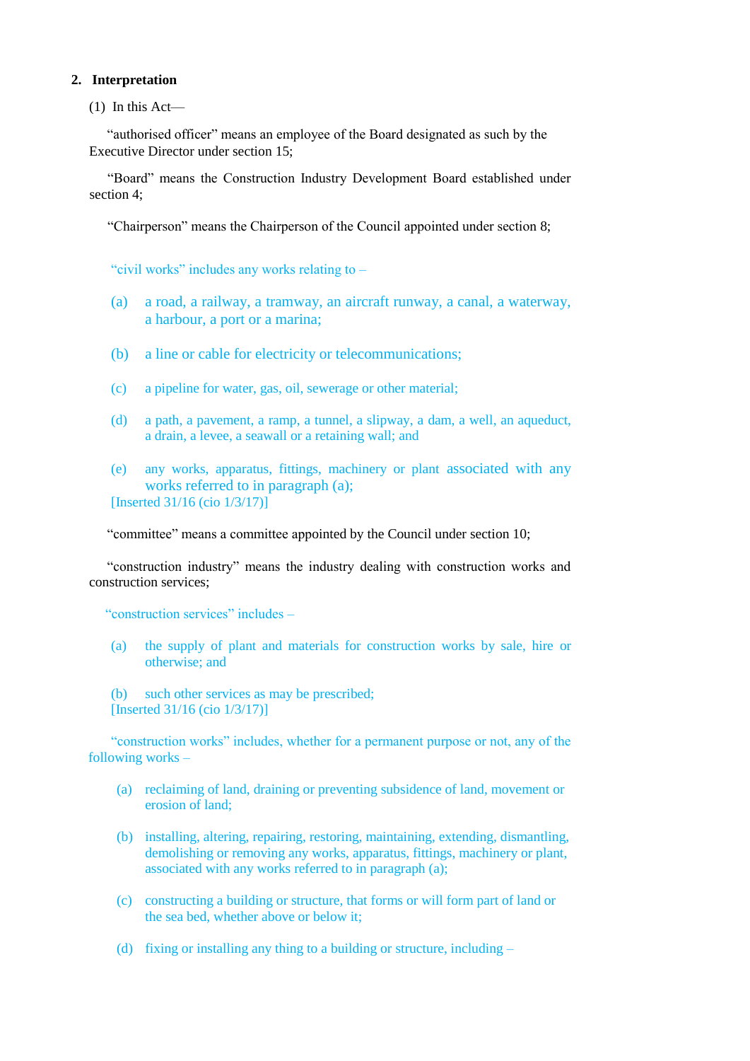**2. Interpretation**

(1) In this Act—

"authorised officer" means an employee of the Board designated as such by the Executive Director under section 15;

"Board" means the Construction Industry Development Board established under section 4;

"Chairperson" means the Chairperson of the Council appointed under section 8;

"civil works" includes any works relating to –

(a) a road, a railway, a tramway, an aircraft runway, a canal, a waterway, a harbour, a port or a marina;

(b) a line or cable for electricity or telecommunications;

(c) a pipeline for water, gas, oil, sewerage or other material;

(d) a path, a pavement, a ramp, a tunnel, a slipway, a dam, a well, an aqueduct, a drain, a levee, a seawall or a retaining wall; and

(e) any works, apparatus, fittings, machinery or plant associated with any works referred to in paragraph (a);

[Inserted 31/16 (cio 1/3/17)]

"committee" means a committee appointed by the Council under section 10;

"construction industry" means the industry dealing with construction works and construction services;

"construction services" includes –

(a) the supply of plant and materials for construction works by sale, hire or otherwise; and

(b) such other services as may be prescribed;

[Inserted 31/16 (cio 1/3/17)]

"construction works" includes, whether for a permanent purpose or not, any of the following works –

(a) reclaiming of land, draining or preventing subsidence of land, movement or erosion of land;

(b) installing, altering, repairing, restoring, maintaining, extending, dismantling, demolishing or removing any works, apparatus, fittings, machinery or plant, associated with any works referred to in paragraph (a);

(c) constructing a building or structure, that forms or will form part of land or the sea bed, whether above or below it;

(d) fixing or installing any thing to a building or structure, including –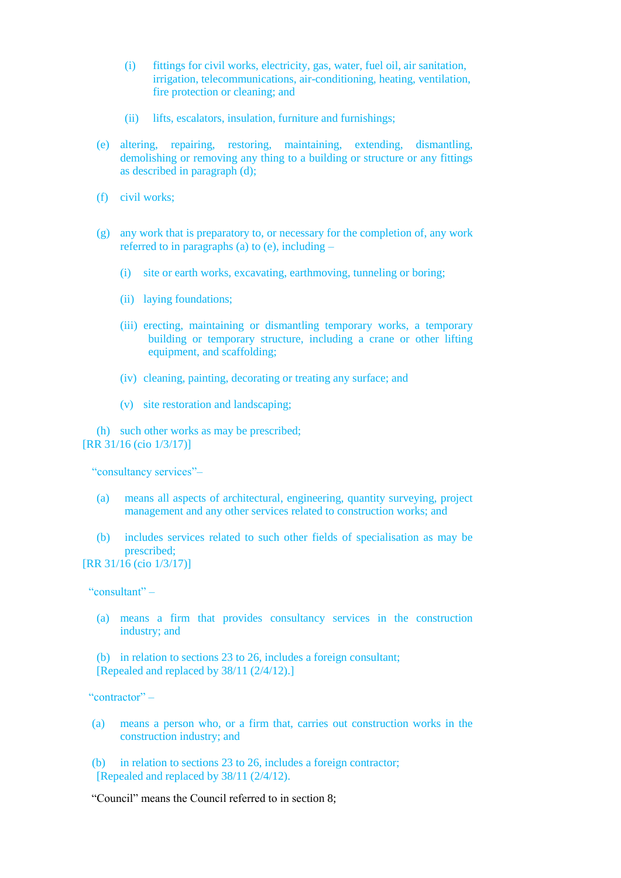(i) fittings for civil works, electricity, gas, water, fuel oil, air sanitation, irrigation, telecommunications, air-conditioning, heating, ventilation, fire protection or cleaning; and

(ii) lifts, escalators, insulation, furniture and furnishings;

(e) altering, repairing, restoring, maintaining, extending, dismantling, demolishing or removing any thing to a building or structure or any fittings as described in paragraph (d);

(f) civil works;

(g) any work that is preparatory to, or necessary for the completion of, any work referred to in paragraphs (a) to (e), including –

(i) site or earth works, excavating, earthmoving, tunneling or boring;

(ii) laying foundations;

(iii) erecting, maintaining or dismantling temporary works, a temporary building or temporary structure, including a crane or other lifting equipment, and scaffolding;

(iv) cleaning, painting, decorating or treating any surface; and

(v) site restoration and landscaping;

(h) such other works as may be prescribed;

[RR 31/16 (cio 1/3/17)]

"consultancy services"–

(a) means all aspects of architectural, engineering, quantity surveying, project management and any other services related to construction works; and

(b) includes services related to such other fields of specialisation as may be prescribed;

[RR 31/16 (cio 1/3/17)]

"consultant" –

(a) means a firm that provides consultancy services in the construction industry; and

(b) in relation to sections 23 to 26, includes a foreign consultant;

[Repealed and replaced by 38/11 (2/4/12).]

"contractor" –

(a) means a person who, or a firm that, carries out construction works in the construction industry; and

(b) in relation to sections 23 to 26, includes a foreign contractor;

[Repealed and replaced by 38/11 (2/4/12).

"Council" means the Council referred to in section 8;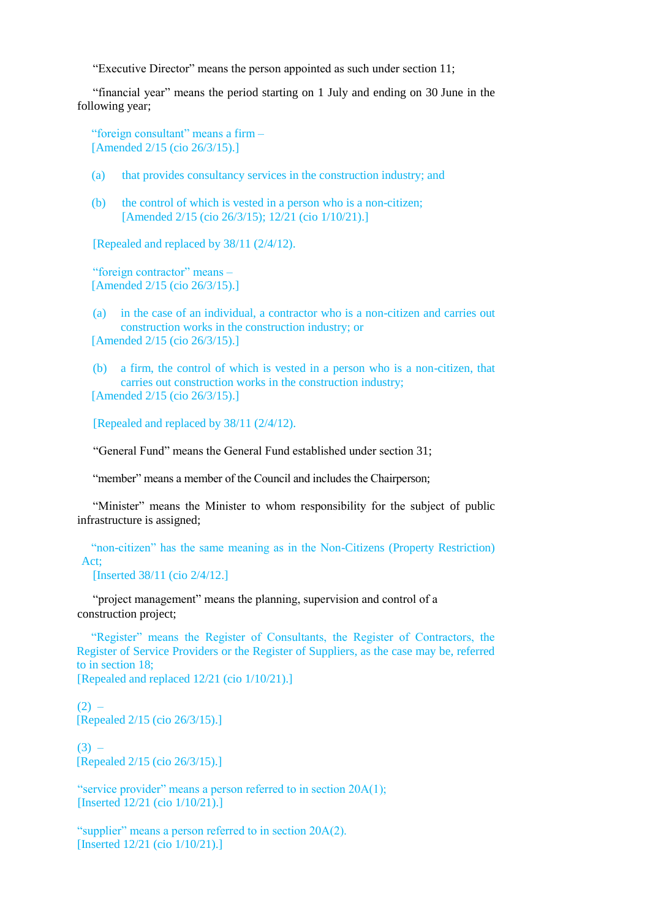"Executive Director" means the person appointed as such under section 11;

"financial year" means the period starting on 1 July and ending on 30 June in the following year;

"foreign consultant" means a firm –
[Amended 2/15 (cio 26/3/15).]

(a) that provides consultancy services in the construction industry; and

(b) the control of which is vested in a person who is a non-citizen;
[Amended 2/15 (cio 26/3/15); 12/21 (cio 1/10/21).]

[Repealed and replaced by 38/11 (2/4/12).

"foreign contractor" means –
[Amended 2/15 (cio 26/3/15).]

(a) in the case of an individual, a contractor who is a non-citizen and carries out construction works in the construction industry; or
[Amended 2/15 (cio 26/3/15).]

(b) a firm, the control of which is vested in a person who is a non-citizen, that carries out construction works in the construction industry;
[Amended 2/15 (cio 26/3/15).]

[Repealed and replaced by 38/11 (2/4/12).

"General Fund" means the General Fund established under section 31;

"member" means a member of the Council and includes the Chairperson;

"Minister" means the Minister to whom responsibility for the subject of public infrastructure is assigned;

"non-citizen" has the same meaning as in the Non-Citizens (Property Restriction) Act;
[Inserted 38/11 (cio 2/4/12.]

"project management" means the planning, supervision and control of a construction project;

"Register" means the Register of Consultants, the Register of Contractors, the Register of Service Providers or the Register of Suppliers, as the case may be, referred to in section 18;
[Repealed and replaced 12/21 (cio 1/10/21).]

(2) –
[Repealed 2/15 (cio 26/3/15).]

(3) –
[Repealed 2/15 (cio 26/3/15).]

"service provider" means a person referred to in section 20A(1);
[Inserted 12/21 (cio 1/10/21).]

"supplier" means a person referred to in section 20A(2).
[Inserted 12/21 (cio 1/10/21).]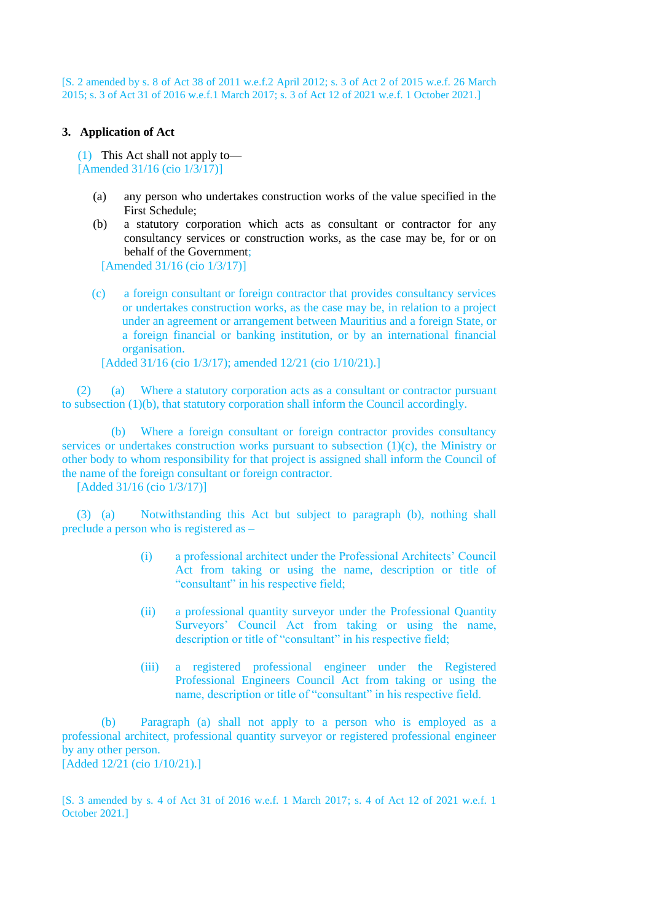[S. 2 amended by s. 8 of Act 38 of 2011 w.e.f.2 April 2012; s. 3 of Act 2 of 2015 w.e.f. 26 March 2015; s. 3 of Act 31 of 2016 w.e.f.1 March 2017; s. 3 of Act 12 of 2021 w.e.f. 1 October 2021.]

### 3. Application of Act

(1) This Act shall not apply to—
[Amended 31/16 (cio 1/3/17)]

(a) any person who undertakes construction works of the value specified in the First Schedule;

(b) a statutory corporation which acts as consultant or contractor for any consultancy services or construction works, as the case may be, for or on behalf of the Government;
[Amended 31/16 (cio 1/3/17)]

(c) a foreign consultant or foreign contractor that provides consultancy services or undertakes construction works, as the case may be, in relation to a project under an agreement or arrangement between Mauritius and a foreign State, or a foreign financial or banking institution, or by an international financial organisation.
[Added 31/16 (cio 1/3/17); amended 12/21 (cio 1/10/21).]

(2) (a) Where a statutory corporation acts as a consultant or contractor pursuant to subsection (1)(b), that statutory corporation shall inform the Council accordingly.

(b) Where a foreign consultant or foreign contractor provides consultancy services or undertakes construction works pursuant to subsection (1)(c), the Ministry or other body to whom responsibility for that project is assigned shall inform the Council of the name of the foreign consultant or foreign contractor.
[Added 31/16 (cio 1/3/17)]

(3) (a) Notwithstanding this Act but subject to paragraph (b), nothing shall preclude a person who is registered as –

(i) a professional architect under the Professional Architects' Council Act from taking or using the name, description or title of "consultant" in his respective field;

(ii) a professional quantity surveyor under the Professional Quantity Surveyors' Council Act from taking or using the name, description or title of "consultant" in his respective field;

(iii) a registered professional engineer under the Registered Professional Engineers Council Act from taking or using the name, description or title of "consultant" in his respective field.

(b) Paragraph (a) shall not apply to a person who is employed as a professional architect, professional quantity surveyor or registered professional engineer by any other person.
[Added 12/21 (cio 1/10/21).]

[S. 3 amended by s. 4 of Act 31 of 2016 w.e.f. 1 March 2017; s. 4 of Act 12 of 2021 w.e.f. 1 October 2021.]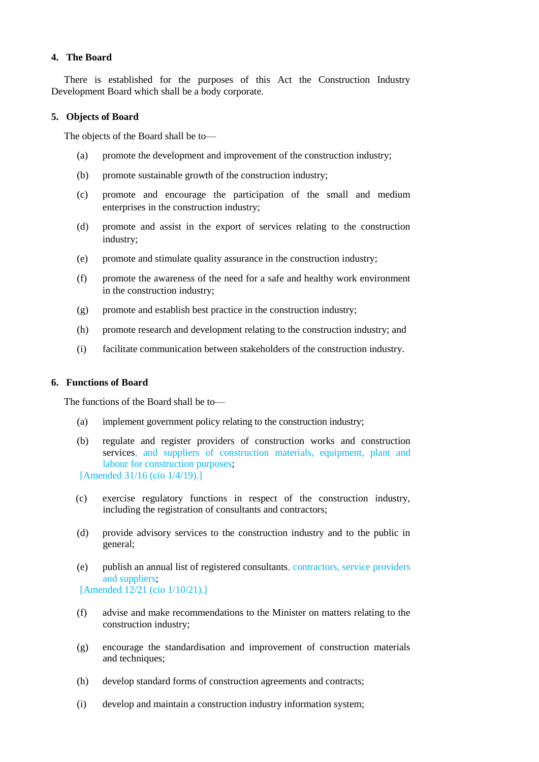### 4. The Board

There is established for the purposes of this Act the Construction Industry Development Board which shall be a body corporate.

### 5. Objects of Board

The objects of the Board shall be to—

(a) promote the development and improvement of the construction industry;

(b) promote sustainable growth of the construction industry;

(c) promote and encourage the participation of the small and medium enterprises in the construction industry;

(d) promote and assist in the export of services relating to the construction industry;

(e) promote and stimulate quality assurance in the construction industry;

(f) promote the awareness of the need for a safe and healthy work environment in the construction industry;

(g) promote and establish best practice in the construction industry;

(h) promote research and development relating to the construction industry; and

(i) facilitate communication between stakeholders of the construction industry.

### 6. Functions of Board

The functions of the Board shall be to—

(a) implement government policy relating to the construction industry;

(b) regulate and register providers of construction works and construction services, and suppliers of construction materials, equipment, plant and labour for construction purposes;

[Amended 31/16 (cio 1/4/19).]

(c) exercise regulatory functions in respect of the construction industry, including the registration of consultants and contractors;

(d) provide advisory services to the construction industry and to the public in general;

(e) publish an annual list of registered consultants, contractors, service providers and suppliers;

[Amended 12/21 (cio 1/10/21).]

(f) advise and make recommendations to the Minister on matters relating to the construction industry;

(g) encourage the standardisation and improvement of construction materials and techniques;

(h) develop standard forms of construction agreements and contracts;

(i) develop and maintain a construction industry information system;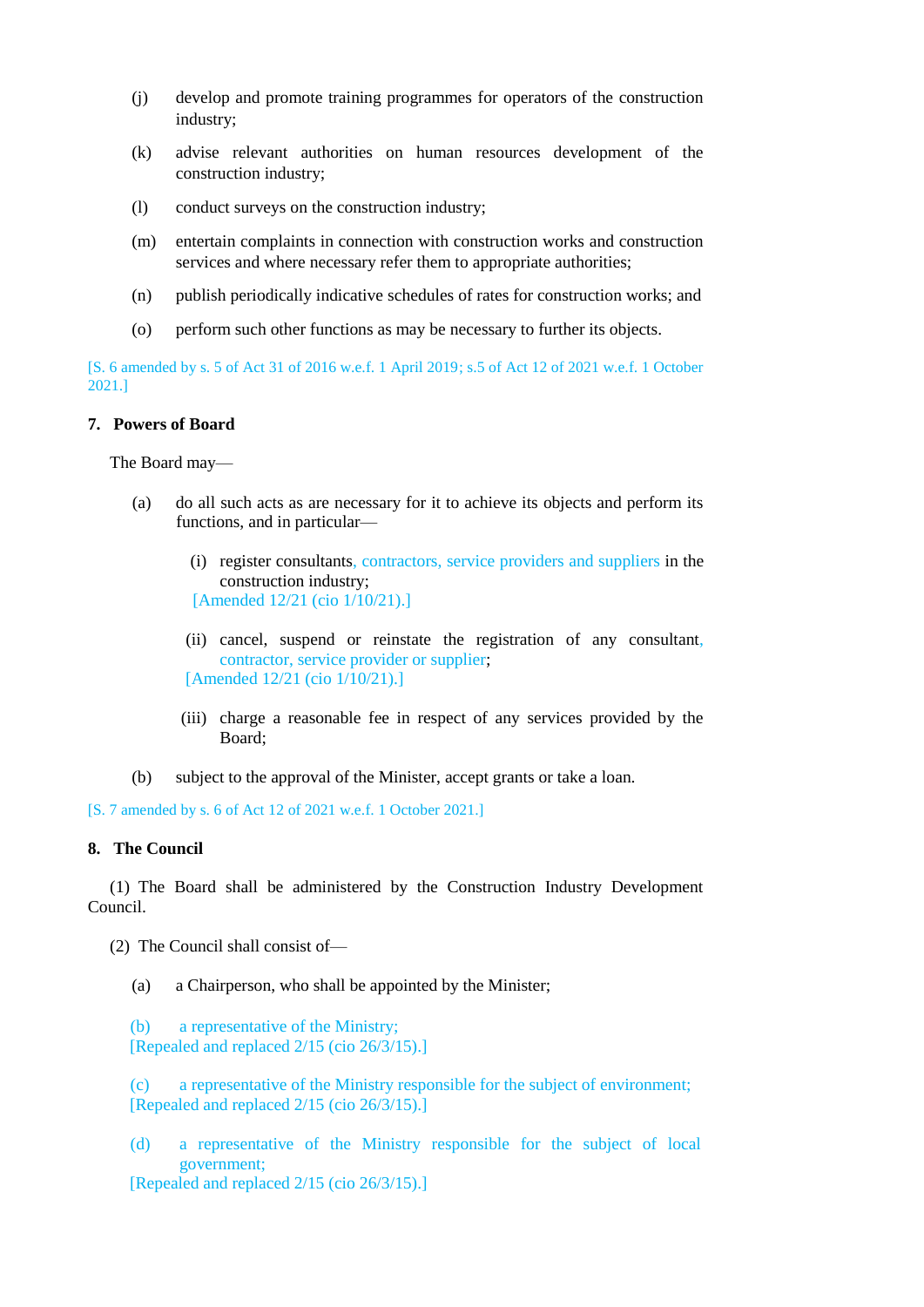(j) develop and promote training programmes for operators of the construction industry;

(k) advise relevant authorities on human resources development of the construction industry;

(l) conduct surveys on the construction industry;

(m) entertain complaints in connection with construction works and construction services and where necessary refer them to appropriate authorities;

(n) publish periodically indicative schedules of rates for construction works; and

(o) perform such other functions as may be necessary to further its objects.

[S. 6 amended by s. 5 of Act 31 of 2016 w.e.f. 1 April 2019; s.5 of Act 12 of 2021 w.e.f. 1 October 2021.]

**7. Powers of Board**

The Board may—

(a) do all such acts as are necessary for it to achieve its objects and perform its functions, and in particular—

(i) register consultants, contractors, service providers and suppliers in the construction industry;
[Amended 12/21 (cio 1/10/21).]

(ii) cancel, suspend or reinstate the registration of any consultant, contractor, service provider or supplier;
[Amended 12/21 (cio 1/10/21).]

(iii) charge a reasonable fee in respect of any services provided by the Board;

(b) subject to the approval of the Minister, accept grants or take a loan.

[S. 7 amended by s. 6 of Act 12 of 2021 w.e.f. 1 October 2021.]

**8. The Council**

(1) The Board shall be administered by the Construction Industry Development Council.

(2) The Council shall consist of—

(a) a Chairperson, who shall be appointed by the Minister;

(b) a representative of the Ministry;
[Repealed and replaced 2/15 (cio 26/3/15).]

(c) a representative of the Ministry responsible for the subject of environment;
[Repealed and replaced 2/15 (cio 26/3/15).]

(d) a representative of the Ministry responsible for the subject of local government;
[Repealed and replaced 2/15 (cio 26/3/15).]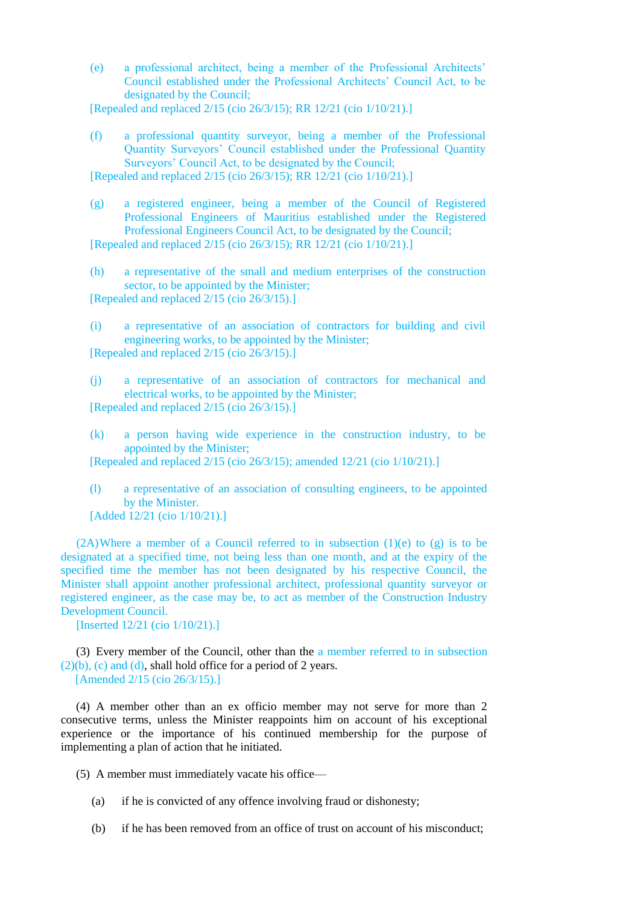(e) a professional architect, being a member of the Professional Architects' Council established under the Professional Architects' Council Act, to be designated by the Council;

[Repealed and replaced 2/15 (cio 26/3/15); RR 12/21 (cio 1/10/21).]

(f) a professional quantity surveyor, being a member of the Professional Quantity Surveyors' Council established under the Professional Quantity Surveyors' Council Act, to be designated by the Council;

[Repealed and replaced 2/15 (cio 26/3/15); RR 12/21 (cio 1/10/21).]

(g) a registered engineer, being a member of the Council of Registered Professional Engineers of Mauritius established under the Registered Professional Engineers Council Act, to be designated by the Council;

[Repealed and replaced 2/15 (cio 26/3/15); RR 12/21 (cio 1/10/21).]

(h) a representative of the small and medium enterprises of the construction sector, to be appointed by the Minister;

[Repealed and replaced 2/15 (cio 26/3/15).]

(i) a representative of an association of contractors for building and civil engineering works, to be appointed by the Minister;

[Repealed and replaced 2/15 (cio 26/3/15).]

(j) a representative of an association of contractors for mechanical and electrical works, to be appointed by the Minister;

[Repealed and replaced 2/15 (cio 26/3/15).]

(k) a person having wide experience in the construction industry, to be appointed by the Minister;

[Repealed and replaced 2/15 (cio 26/3/15); amended 12/21 (cio 1/10/21).]

(l) a representative of an association of consulting engineers, to be appointed by the Minister.

[Added 12/21 (cio 1/10/21).]

(2A) Where a member of a Council referred to in subsection (1)(e) to (g) is to be designated at a specified time, not being less than one month, and at the expiry of the specified time the member has not been designated by his respective Council, the Minister shall appoint another professional architect, professional quantity surveyor or registered engineer, as the case may be, to act as member of the Construction Industry Development Council.

[Inserted 12/21 (cio 1/10/21).]

(3) Every member of the Council, other than the a member referred to in subsection (2)(b), (c) and (d), shall hold office for a period of 2 years.

[Amended 2/15 (cio 26/3/15).]

(4) A member other than an ex officio member may not serve for more than 2 consecutive terms, unless the Minister reappoints him on account of his exceptional experience or the importance of his continued membership for the purpose of implementing a plan of action that he initiated.

(5) A member must immediately vacate his office—

(a) if he is convicted of any offence involving fraud or dishonesty;

(b) if he has been removed from an office of trust on account of his misconduct;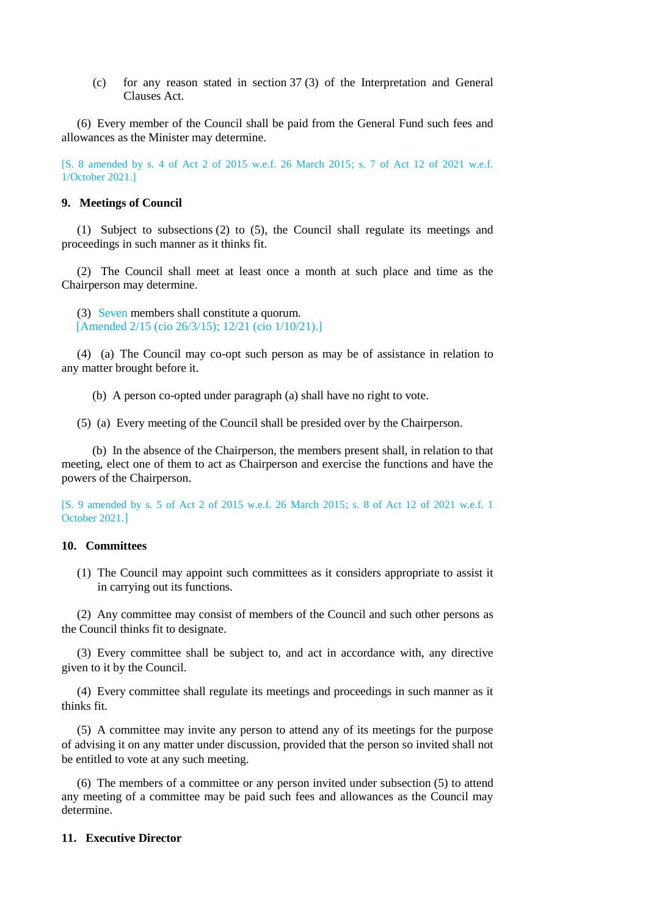(c) for any reason stated in section 37 (3) of the Interpretation and General Clauses Act.

(6) Every member of the Council shall be paid from the General Fund such fees and allowances as the Minister may determine.

[S. 8 amended by s. 4 of Act 2 of 2015 w.e.f. 26 March 2015; s. 7 of Act 12 of 2021 w.e.f. 1/October 2021.]

**9. Meetings of Council**

(1) Subject to subsections (2) to (5), the Council shall regulate its meetings and proceedings in such manner as it thinks fit.

(2) The Council shall meet at least once a month at such place and time as the Chairperson may determine.

(3) Seven members shall constitute a quorum.
[Amended 2/15 (cio 26/3/15); 12/21 (cio 1/10/21).]

(4) (a) The Council may co-opt such person as may be of assistance in relation to any matter brought before it.

(b) A person co-opted under paragraph (a) shall have no right to vote.

(5) (a) Every meeting of the Council shall be presided over by the Chairperson.

(b) In the absence of the Chairperson, the members present shall, in relation to that meeting, elect one of them to act as Chairperson and exercise the functions and have the powers of the Chairperson.

[S. 9 amended by s. 5 of Act 2 of 2015 w.e.f. 26 March 2015; s. 8 of Act 12 of 2021 w.e.f. 1 October 2021.]

**10. Committees**

(1) The Council may appoint such committees as it considers appropriate to assist it in carrying out its functions.

(2) Any committee may consist of members of the Council and such other persons as the Council thinks fit to designate.

(3) Every committee shall be subject to, and act in accordance with, any directive given to it by the Council.

(4) Every committee shall regulate its meetings and proceedings in such manner as it thinks fit.

(5) A committee may invite any person to attend any of its meetings for the purpose of advising it on any matter under discussion, provided that the person so invited shall not be entitled to vote at any such meeting.

(6) The members of a committee or any person invited under subsection (5) to attend any meeting of a committee may be paid such fees and allowances as the Council may determine.

**11. Executive Director**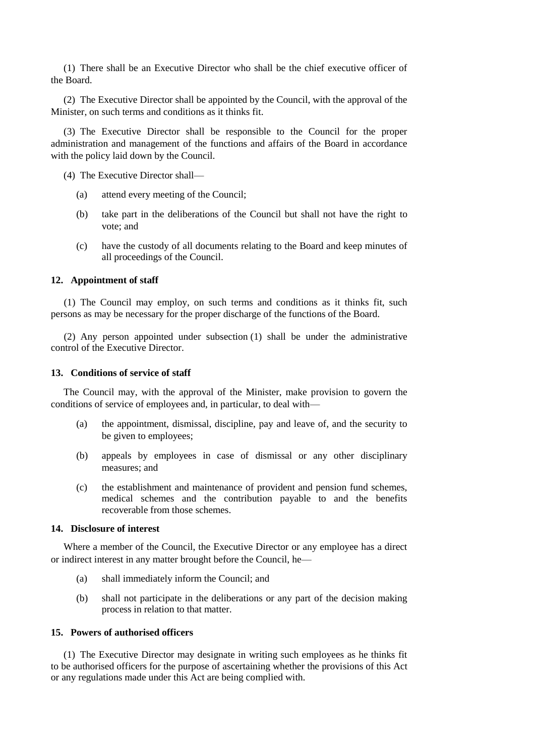(1) There shall be an Executive Director who shall be the chief executive officer of the Board.

(2) The Executive Director shall be appointed by the Council, with the approval of the Minister, on such terms and conditions as it thinks fit.

(3) The Executive Director shall be responsible to the Council for the proper administration and management of the functions and affairs of the Board in accordance with the policy laid down by the Council.

(4) The Executive Director shall—

- (a) attend every meeting of the Council;
- (b) take part in the deliberations of the Council but shall not have the right to vote; and
- (c) have the custody of all documents relating to the Board and keep minutes of all proceedings of the Council.

**12. Appointment of staff**

(1) The Council may employ, on such terms and conditions as it thinks fit, such persons as may be necessary for the proper discharge of the functions of the Board.

(2) Any person appointed under subsection (1) shall be under the administrative control of the Executive Director.

**13. Conditions of service of staff**

The Council may, with the approval of the Minister, make provision to govern the conditions of service of employees and, in particular, to deal with—

- (a) the appointment, dismissal, discipline, pay and leave of, and the security to be given to employees;
- (b) appeals by employees in case of dismissal or any other disciplinary measures; and
- (c) the establishment and maintenance of provident and pension fund schemes, medical schemes and the contribution payable to and the benefits recoverable from those schemes.

**14. Disclosure of interest**

Where a member of the Council, the Executive Director or any employee has a direct or indirect interest in any matter brought before the Council, he—

- (a) shall immediately inform the Council; and
- (b) shall not participate in the deliberations or any part of the decision making process in relation to that matter.

**15. Powers of authorised officers**

(1) The Executive Director may designate in writing such employees as he thinks fit to be authorised officers for the purpose of ascertaining whether the provisions of this Act or any regulations made under this Act are being complied with.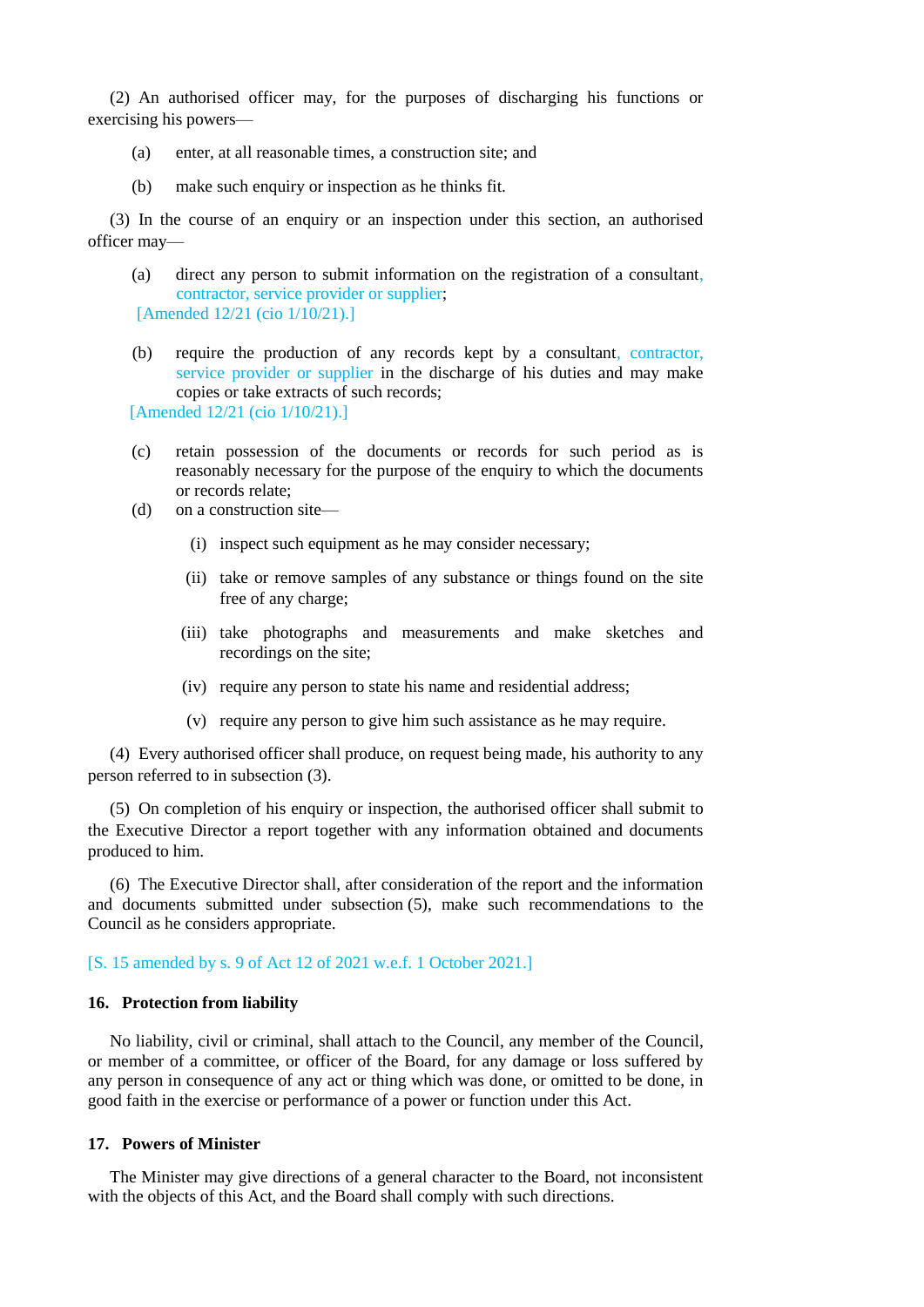(2) An authorised officer may, for the purposes of discharging his functions or exercising his powers—

(a) enter, at all reasonable times, a construction site; and

(b) make such enquiry or inspection as he thinks fit.

(3) In the course of an enquiry or an inspection under this section, an authorised officer may—

(a) direct any person to submit information on the registration of a consultant, contractor, service provider or supplier;
[Amended 12/21 (cio 1/10/21).]

(b) require the production of any records kept by a consultant, contractor, service provider or supplier in the discharge of his duties and may make copies or take extracts of such records;
[Amended 12/21 (cio 1/10/21).]

(c) retain possession of the documents or records for such period as is reasonably necessary for the purpose of the enquiry to which the documents or records relate;

(d) on a construction site—

(i) inspect such equipment as he may consider necessary;

(ii) take or remove samples of any substance or things found on the site free of any charge;

(iii) take photographs and measurements and make sketches and recordings on the site;

(iv) require any person to state his name and residential address;

(v) require any person to give him such assistance as he may require.

(4) Every authorised officer shall produce, on request being made, his authority to any person referred to in subsection (3).

(5) On completion of his enquiry or inspection, the authorised officer shall submit to the Executive Director a report together with any information obtained and documents produced to him.

(6) The Executive Director shall, after consideration of the report and the information and documents submitted under subsection (5), make such recommendations to the Council as he considers appropriate.

[S. 15 amended by s. 9 of Act 12 of 2021 w.e.f. 1 October 2021.]

### 16. Protection from liability

No liability, civil or criminal, shall attach to the Council, any member of the Council, or member of a committee, or officer of the Board, for any damage or loss suffered by any person in consequence of any act or thing which was done, or omitted to be done, in good faith in the exercise or performance of a power or function under this Act.

### 17. Powers of Minister

The Minister may give directions of a general character to the Board, not inconsistent with the objects of this Act, and the Board shall comply with such directions.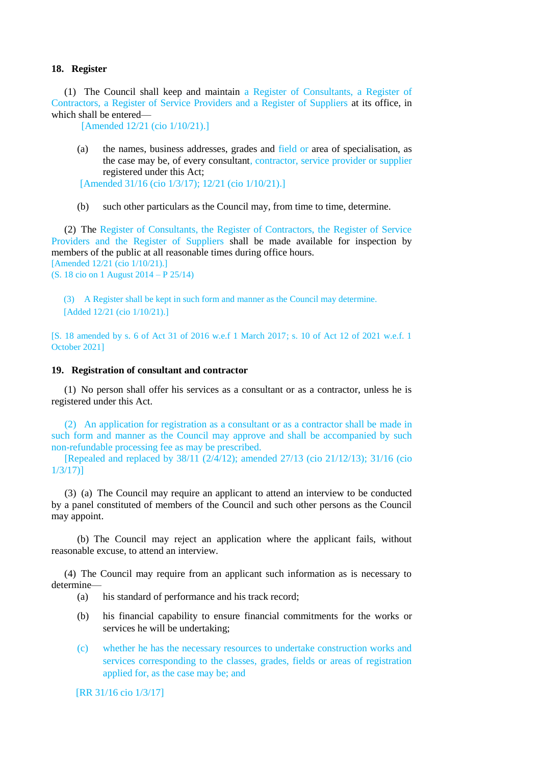## 18. Register

(1) The Council shall keep and maintain a Register of Consultants, a Register of Contractors, a Register of Service Providers and a Register of Suppliers at its office, in which shall be entered—

[Amended 12/21 (cio 1/10/21).]

(a) the names, business addresses, grades and field or area of specialisation, as the case may be, of every consultant, contractor, service provider or supplier registered under this Act;

[Amended 31/16 (cio 1/3/17); 12/21 (cio 1/10/21).]

(b) such other particulars as the Council may, from time to time, determine.

(2) The Register of Consultants, the Register of Contractors, the Register of Service Providers and the Register of Suppliers shall be made available for inspection by members of the public at all reasonable times during office hours.

[Amended 12/21 (cio 1/10/21).]

(S. 18 cio on 1 August 2014 – P 25/14)

(3) A Register shall be kept in such form and manner as the Council may determine.

[Added 12/21 (cio 1/10/21).]

[S. 18 amended by s. 6 of Act 31 of 2016 w.e.f 1 March 2017; s. 10 of Act 12 of 2021 w.e.f. 1 October 2021]

## 19. Registration of consultant and contractor

(1) No person shall offer his services as a consultant or as a contractor, unless he is registered under this Act.

(2) An application for registration as a consultant or as a contractor shall be made in such form and manner as the Council may approve and shall be accompanied by such non-refundable processing fee as may be prescribed.

[Repealed and replaced by 38/11 (2/4/12); amended 27/13 (cio 21/12/13); 31/16 (cio 1/3/17)]

(3) (a) The Council may require an applicant to attend an interview to be conducted by a panel constituted of members of the Council and such other persons as the Council may appoint.

(b) The Council may reject an application where the applicant fails, without reasonable excuse, to attend an interview.

(4) The Council may require from an applicant such information as is necessary to determine—

(a) his standard of performance and his track record;

(b) his financial capability to ensure financial commitments for the works or services he will be undertaking;

(c) whether he has the necessary resources to undertake construction works and services corresponding to the classes, grades, fields or areas of registration applied for, as the case may be; and

[RR 31/16 cio 1/3/17]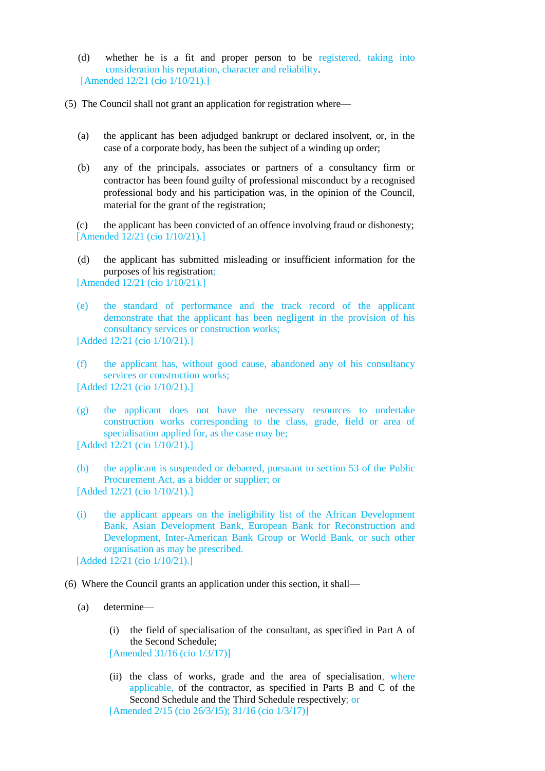(d) whether he is a fit and proper person to be registered, taking into consideration his reputation, character and reliability.
[Amended 12/21 (cio 1/10/21).]

(5) The Council shall not grant an application for registration where—

(a) the applicant has been adjudged bankrupt or declared insolvent, or, in the case of a corporate body, has been the subject of a winding up order;

(b) any of the principals, associates or partners of a consultancy firm or contractor has been found guilty of professional misconduct by a recognised professional body and his participation was, in the opinion of the Council, material for the grant of the registration;

(c) the applicant has been convicted of an offence involving fraud or dishonesty;
[Amended 12/21 (cio 1/10/21).]

(d) the applicant has submitted misleading or insufficient information for the purposes of his registration;
[Amended 12/21 (cio 1/10/21).]

(e) the standard of performance and the track record of the applicant demonstrate that the applicant has been negligent in the provision of his consultancy services or construction works;
[Added 12/21 (cio 1/10/21).]

(f) the applicant has, without good cause, abandoned any of his consultancy services or construction works;
[Added 12/21 (cio 1/10/21).]

(g) the applicant does not have the necessary resources to undertake construction works corresponding to the class, grade, field or area of specialisation applied for, as the case may be;
[Added 12/21 (cio 1/10/21).]

(h) the applicant is suspended or debarred, pursuant to section 53 of the Public Procurement Act, as a bidder or supplier; or
[Added 12/21 (cio 1/10/21).]

(i) the applicant appears on the ineligibility list of the African Development Bank, Asian Development Bank, European Bank for Reconstruction and Development, Inter-American Bank Group or World Bank, or such other organisation as may be prescribed.
[Added 12/21 (cio 1/10/21).]

(6) Where the Council grants an application under this section, it shall—

(a) determine—

(i) the field of specialisation of the consultant, as specified in Part A of the Second Schedule;
[Amended 31/16 (cio 1/3/17)]

(ii) the class of works, grade and the area of specialisation, where applicable, of the contractor, as specified in Parts B and C of the Second Schedule and the Third Schedule respectively; or
[Amended 2/15 (cio 26/3/15); 31/16 (cio 1/3/17)]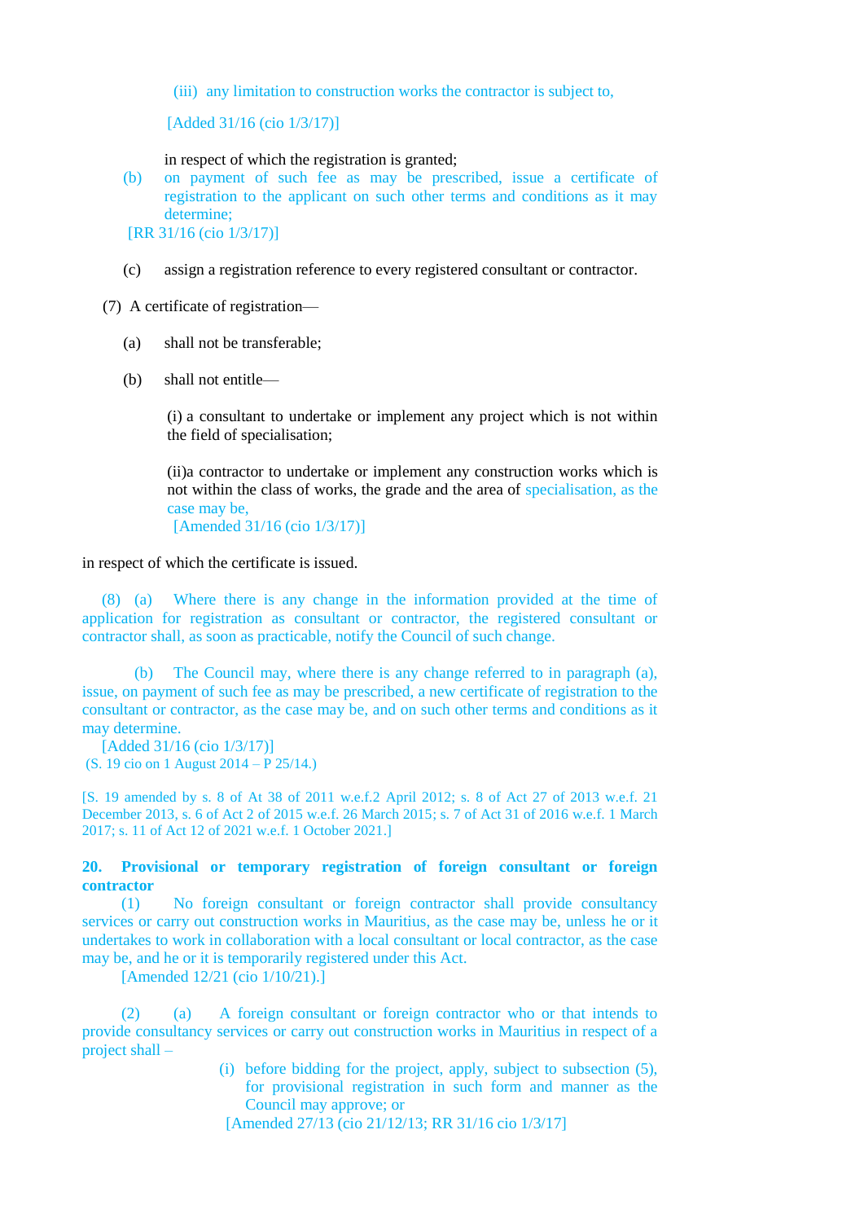(iii) any limitation to construction works the contractor is subject to,

[Added 31/16 (cio 1/3/17)]

in respect of which the registration is granted;

(b) on payment of such fee as may be prescribed, issue a certificate of registration to the applicant on such other terms and conditions as it may determine;

[RR 31/16 (cio 1/3/17)]

(c) assign a registration reference to every registered consultant or contractor.

(7) A certificate of registration—

(a) shall not be transferable;

(b) shall not entitle—

(i) a consultant to undertake or implement any project which is not within the field of specialisation;

(ii)a contractor to undertake or implement any construction works which is not within the class of works, the grade and the area of specialisation, as the case may be,

[Amended 31/16 (cio 1/3/17)]

in respect of which the certificate is issued.

(8) (a) Where there is any change in the information provided at the time of application for registration as consultant or contractor, the registered consultant or contractor shall, as soon as practicable, notify the Council of such change.

(b) The Council may, where there is any change referred to in paragraph (a), issue, on payment of such fee as may be prescribed, a new certificate of registration to the consultant or contractor, as the case may be, and on such other terms and conditions as it may determine.

[Added 31/16 (cio 1/3/17)]

(S. 19 cio on 1 August 2014 – P 25/14.)

[S. 19 amended by s. 8 of At 38 of 2011 w.e.f.2 April 2012; s. 8 of Act 27 of 2013 w.e.f. 21 December 2013, s. 6 of Act 2 of 2015 w.e.f. 26 March 2015; s. 7 of Act 31 of 2016 w.e.f. 1 March 2017; s. 11 of Act 12 of 2021 w.e.f. 1 October 2021.]

**20. Provisional or temporary registration of foreign consultant or foreign contractor**

(1) No foreign consultant or foreign contractor shall provide consultancy services or carry out construction works in Mauritius, as the case may be, unless he or it undertakes to work in collaboration with a local consultant or local contractor, as the case may be, and he or it is temporarily registered under this Act.

[Amended 12/21 (cio 1/10/21).]

(2) (a) A foreign consultant or foreign contractor who or that intends to provide consultancy services or carry out construction works in Mauritius in respect of a project shall –

(i) before bidding for the project, apply, subject to subsection (5), for provisional registration in such form and manner as the Council may approve; or

[Amended 27/13 (cio 21/12/13; RR 31/16 cio 1/3/17]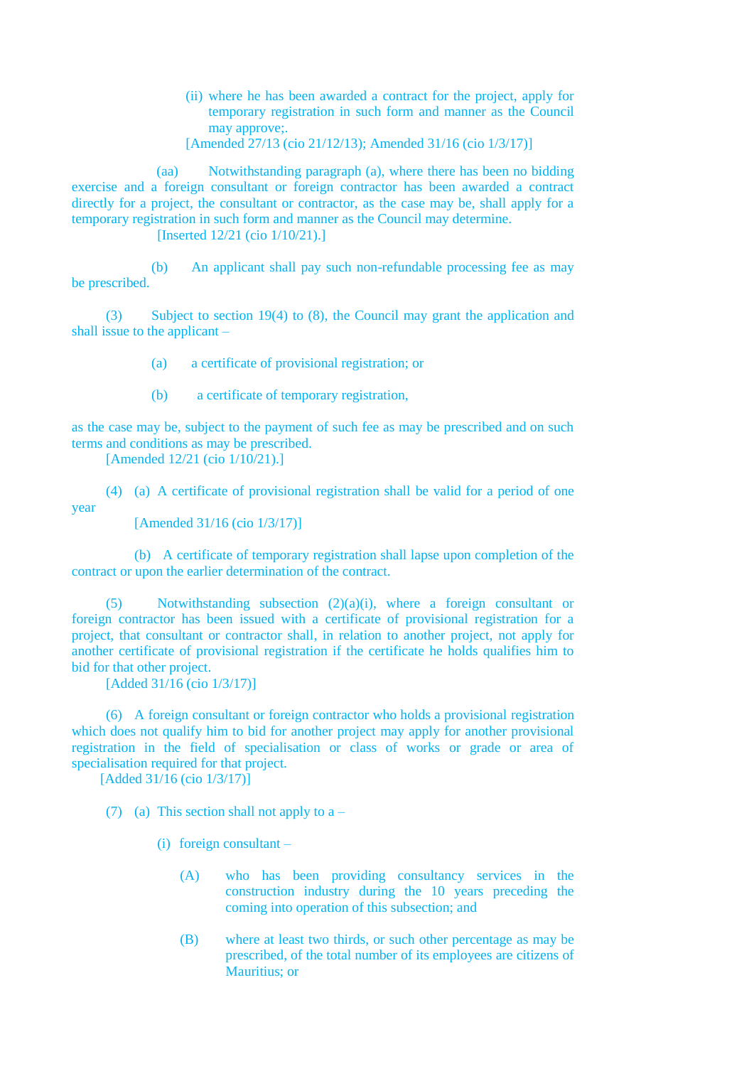(ii) where he has been awarded a contract for the project, apply for temporary registration in such form and manner as the Council may approve;.

[Amended 27/13 (cio 21/12/13); Amended 31/16 (cio 1/3/17)]

(aa) Notwithstanding paragraph (a), where there has been no bidding exercise and a foreign consultant or foreign contractor has been awarded a contract directly for a project, the consultant or contractor, as the case may be, shall apply for a temporary registration in such form and manner as the Council may determine.

[Inserted 12/21 (cio 1/10/21).]

(b) An applicant shall pay such non-refundable processing fee as may be prescribed.

(3) Subject to section 19(4) to (8), the Council may grant the application and shall issue to the applicant –

(a) a certificate of provisional registration; or

(b) a certificate of temporary registration,

as the case may be, subject to the payment of such fee as may be prescribed and on such terms and conditions as may be prescribed.

[Amended 12/21 (cio 1/10/21).]

(4) (a) A certificate of provisional registration shall be valid for a period of one year

[Amended 31/16 (cio 1/3/17)]

(b) A certificate of temporary registration shall lapse upon completion of the contract or upon the earlier determination of the contract.

(5) Notwithstanding subsection (2)(a)(i), where a foreign consultant or foreign contractor has been issued with a certificate of provisional registration for a project, that consultant or contractor shall, in relation to another project, not apply for another certificate of provisional registration if the certificate he holds qualifies him to bid for that other project.

[Added 31/16 (cio 1/3/17)]

(6) A foreign consultant or foreign contractor who holds a provisional registration which does not qualify him to bid for another project may apply for another provisional registration in the field of specialisation or class of works or grade or area of specialisation required for that project.

[Added 31/16 (cio 1/3/17)]

(7) (a) This section shall not apply to a –

(i) foreign consultant –

(A) who has been providing consultancy services in the construction industry during the 10 years preceding the coming into operation of this subsection; and

(B) where at least two thirds, or such other percentage as may be prescribed, of the total number of its employees are citizens of Mauritius; or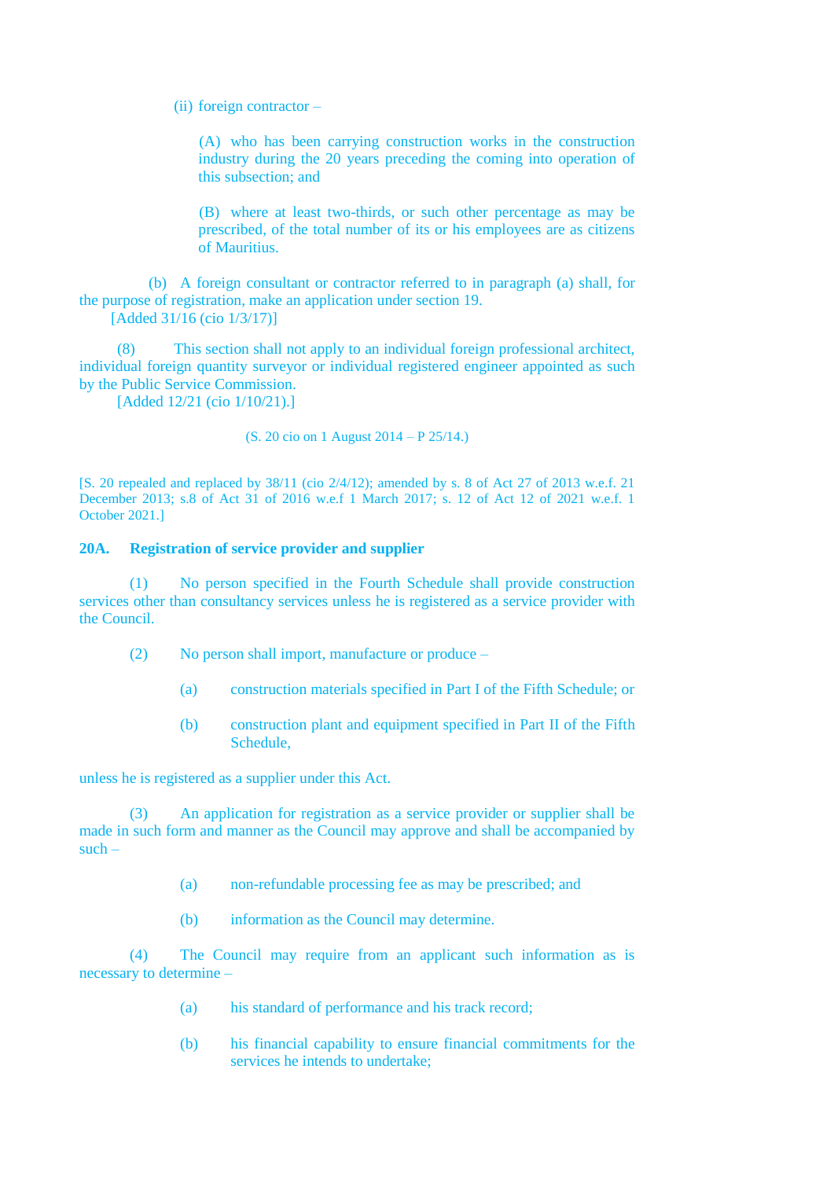(ii) foreign contractor –

(A) who has been carrying construction works in the construction industry during the 20 years preceding the coming into operation of this subsection; and

(B) where at least two-thirds, or such other percentage as may be prescribed, of the total number of its or his employees are as citizens of Mauritius.

(b) A foreign consultant or contractor referred to in paragraph (a) shall, for the purpose of registration, make an application under section 19.

[Added 31/16 (cio 1/3/17)]

(8) This section shall not apply to an individual foreign professional architect, individual foreign quantity surveyor or individual registered engineer appointed as such by the Public Service Commission.

[Added 12/21 (cio 1/10/21).]

(S. 20 cio on 1 August 2014 – P 25/14.)

[S. 20 repealed and replaced by 38/11 (cio 2/4/12); amended by s. 8 of Act 27 of 2013 w.e.f. 21 December 2013; s.8 of Act 31 of 2016 w.e.f 1 March 2017; s. 12 of Act 12 of 2021 w.e.f. 1 October 2021.]

**20A. Registration of service provider and supplier**

(1) No person specified in the Fourth Schedule shall provide construction services other than consultancy services unless he is registered as a service provider with the Council.

(2) No person shall import, manufacture or produce –

(a) construction materials specified in Part I of the Fifth Schedule; or

(b) construction plant and equipment specified in Part II of the Fifth Schedule,

unless he is registered as a supplier under this Act.

(3) An application for registration as a service provider or supplier shall be made in such form and manner as the Council may approve and shall be accompanied by such –

(a) non-refundable processing fee as may be prescribed; and

(b) information as the Council may determine.

(4) The Council may require from an applicant such information as is necessary to determine –

(a) his standard of performance and his track record;

(b) his financial capability to ensure financial commitments for the services he intends to undertake;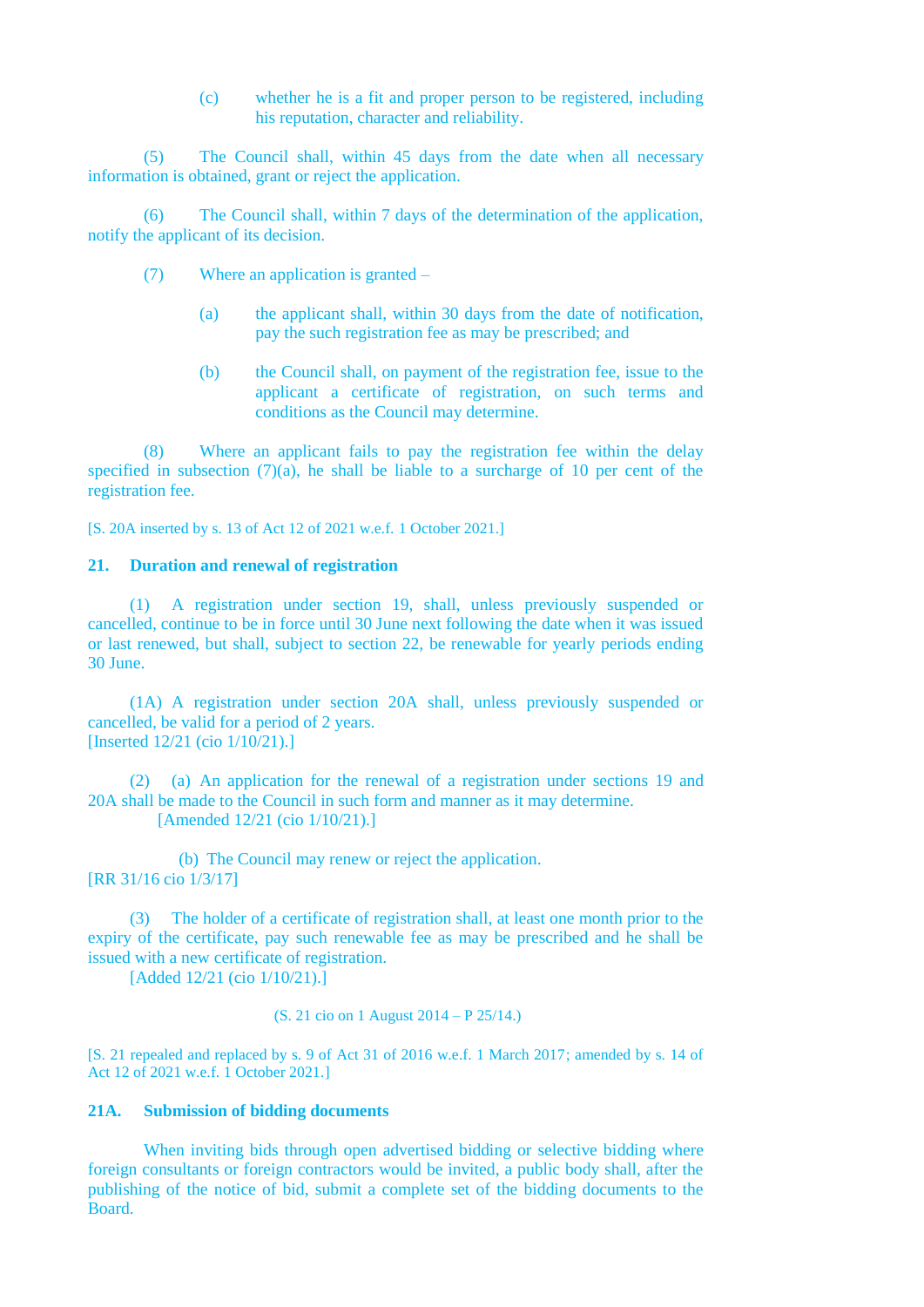(c) whether he is a fit and proper person to be registered, including his reputation, character and reliability.

(5) The Council shall, within 45 days from the date when all necessary information is obtained, grant or reject the application.

(6) The Council shall, within 7 days of the determination of the application, notify the applicant of its decision.

(7) Where an application is granted –

(a) the applicant shall, within 30 days from the date of notification, pay the such registration fee as may be prescribed; and

(b) the Council shall, on payment of the registration fee, issue to the applicant a certificate of registration, on such terms and conditions as the Council may determine.

(8) Where an applicant fails to pay the registration fee within the delay specified in subsection (7)(a), he shall be liable to a surcharge of 10 per cent of the registration fee.

[S. 20A inserted by s. 13 of Act 12 of 2021 w.e.f. 1 October 2021.]

### 21. Duration and renewal of registration

(1) A registration under section 19, shall, unless previously suspended or cancelled, continue to be in force until 30 June next following the date when it was issued or last renewed, but shall, subject to section 22, be renewable for yearly periods ending 30 June.

(1A) A registration under section 20A shall, unless previously suspended or cancelled, be valid for a period of 2 years.
[Inserted 12/21 (cio 1/10/21).]

(2) (a) An application for the renewal of a registration under sections 19 and 20A shall be made to the Council in such form and manner as it may determine.
[Amended 12/21 (cio 1/10/21).]

(b) The Council may renew or reject the application.
[RR 31/16 cio 1/3/17]

(3) The holder of a certificate of registration shall, at least one month prior to the expiry of the certificate, pay such renewable fee as may be prescribed and he shall be issued with a new certificate of registration.
[Added 12/21 (cio 1/10/21).]

(S. 21 cio on 1 August 2014 – P 25/14.)

[S. 21 repealed and replaced by s. 9 of Act 31 of 2016 w.e.f. 1 March 2017; amended by s. 14 of Act 12 of 2021 w.e.f. 1 October 2021.]

### 21A. Submission of bidding documents

When inviting bids through open advertised bidding or selective bidding where foreign consultants or foreign contractors would be invited, a public body shall, after the publishing of the notice of bid, submit a complete set of the bidding documents to the Board.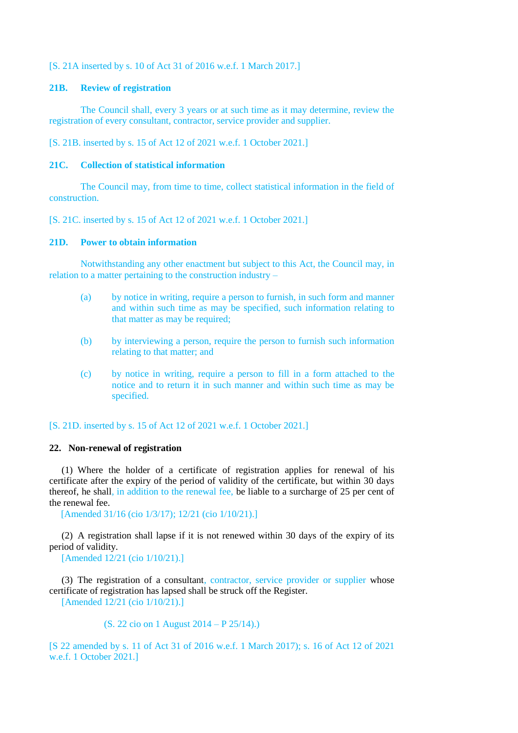[S. 21A inserted by s. 10 of Act 31 of 2016 w.e.f. 1 March 2017.]

**21B. Review of registration**

The Council shall, every 3 years or at such time as it may determine, review the registration of every consultant, contractor, service provider and supplier.

[S. 21B. inserted by s. 15 of Act 12 of 2021 w.e.f. 1 October 2021.]

**21C. Collection of statistical information**

The Council may, from time to time, collect statistical information in the field of construction.

[S. 21C. inserted by s. 15 of Act 12 of 2021 w.e.f. 1 October 2021.]

**21D. Power to obtain information**

Notwithstanding any other enactment but subject to this Act, the Council may, in relation to a matter pertaining to the construction industry –

(a) by notice in writing, require a person to furnish, in such form and manner and within such time as may be specified, such information relating to that matter as may be required;

(b) by interviewing a person, require the person to furnish such information relating to that matter; and

(c) by notice in writing, require a person to fill in a form attached to the notice and to return it in such manner and within such time as may be specified.

[S. 21D. inserted by s. 15 of Act 12 of 2021 w.e.f. 1 October 2021.]

**22. Non-renewal of registration**

(1) Where the holder of a certificate of registration applies for renewal of his certificate after the expiry of the period of validity of the certificate, but within 30 days thereof, he shall, in addition to the renewal fee, be liable to a surcharge of 25 per cent of the renewal fee.

[Amended 31/16 (cio 1/3/17); 12/21 (cio 1/10/21).]

(2) A registration shall lapse if it is not renewed within 30 days of the expiry of its period of validity.

[Amended 12/21 (cio 1/10/21).]

(3) The registration of a consultant, contractor, service provider or supplier whose certificate of registration has lapsed shall be struck off the Register.

[Amended 12/21 (cio 1/10/21).]

(S. 22 cio on 1 August 2014 – P 25/14).)

[S 22 amended by s. 11 of Act 31 of 2016 w.e.f. 1 March 2017); s. 16 of Act 12 of 2021 w.e.f. 1 October 2021.]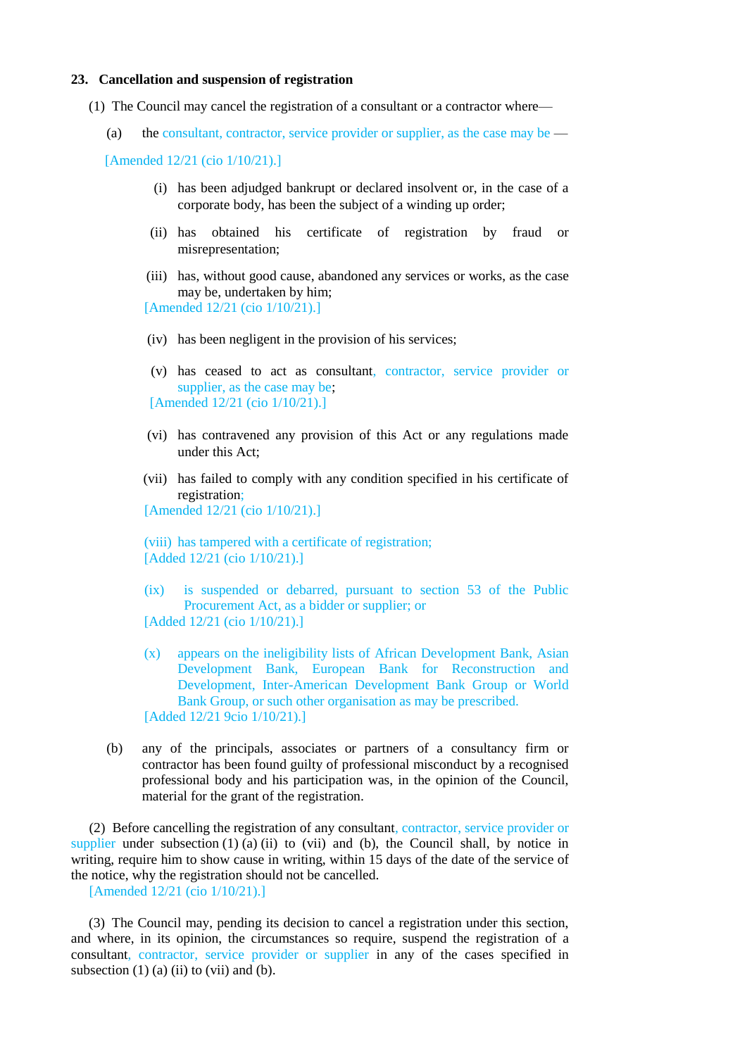### 23. Cancellation and suspension of registration

(1) The Council may cancel the registration of a consultant or a contractor where—

(a) the consultant, contractor, service provider or supplier, as the case may be —

[Amended 12/21 (cio 1/10/21).]

(i) has been adjudged bankrupt or declared insolvent or, in the case of a corporate body, has been the subject of a winding up order;

(ii) has obtained his certificate of registration by fraud or misrepresentation;

(iii) has, without good cause, abandoned any services or works, as the case may be, undertaken by him;
[Amended 12/21 (cio 1/10/21).]

(iv) has been negligent in the provision of his services;

(v) has ceased to act as consultant, contractor, service provider or supplier, as the case may be;
[Amended 12/21 (cio 1/10/21).]

(vi) has contravened any provision of this Act or any regulations made under this Act;

(vii) has failed to comply with any condition specified in his certificate of registration;
[Amended 12/21 (cio 1/10/21).]

(viii) has tampered with a certificate of registration;
[Added 12/21 (cio 1/10/21).]

(ix) is suspended or debarred, pursuant to section 53 of the Public Procurement Act, as a bidder or supplier; or
[Added 12/21 (cio 1/10/21).]

(x) appears on the ineligibility lists of African Development Bank, Asian Development Bank, European Bank for Reconstruction and Development, Inter-American Development Bank Group or World Bank Group, or such other organisation as may be prescribed.
[Added 12/21 9cio 1/10/21).]

(b) any of the principals, associates or partners of a consultancy firm or contractor has been found guilty of professional misconduct by a recognised professional body and his participation was, in the opinion of the Council, material for the grant of the registration.

(2) Before cancelling the registration of any consultant, contractor, service provider or supplier under subsection (1) (a) (ii) to (vii) and (b), the Council shall, by notice in writing, require him to show cause in writing, within 15 days of the date of the service of the notice, why the registration should not be cancelled.
[Amended 12/21 (cio 1/10/21).]

(3) The Council may, pending its decision to cancel a registration under this section, and where, in its opinion, the circumstances so require, suspend the registration of a consultant, contractor, service provider or supplier in any of the cases specified in subsection (1) (a) (ii) to (vii) and (b).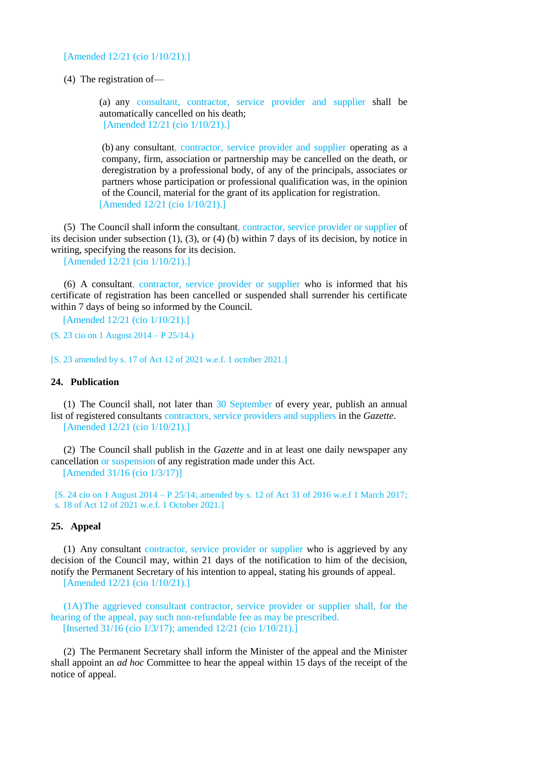[Amended 12/21 (cio 1/10/21).]

(4) The registration of—

(a) any consultant, contractor, service provider and supplier shall be automatically cancelled on his death;
[Amended 12/21 (cio 1/10/21).]

(b) any consultant, contractor, service provider and supplier operating as a company, firm, association or partnership may be cancelled on the death, or deregistration by a professional body, of any of the principals, associates or partners whose participation or professional qualification was, in the opinion of the Council, material for the grant of its application for registration.
[Amended 12/21 (cio 1/10/21).]

(5) The Council shall inform the consultant, contractor, service provider or supplier of its decision under subsection (1), (3), or (4) (b) within 7 days of its decision, by notice in writing, specifying the reasons for its decision.
[Amended 12/21 (cio 1/10/21).]

(6) A consultant, contractor, service provider or supplier who is informed that his certificate of registration has been cancelled or suspended shall surrender his certificate within 7 days of being so informed by the Council.
[Amended 12/21 (cio 1/10/21).]

(S. 23 cio on 1 August 2014 – P 25/14.)

[S. 23 amended by s. 17 of Act 12 of 2021 w.e.f. 1 october 2021.]

### 24. Publication

(1) The Council shall, not later than 30 September of every year, publish an annual list of registered consultants contractors, service providers and suppliers in the *Gazette*.
[Amended 12/21 (cio 1/10/21).]

(2) The Council shall publish in the *Gazette* and in at least one daily newspaper any cancellation or suspension of any registration made under this Act.
[Amended 31/16 (cio 1/3/17)]

[S. 24 cio on 1 August 2014 – P 25/14; amended by s. 12 of Act 31 of 2016 w.e.f 1 March 2017; s. 18 of Act 12 of 2021 w.e.f. 1 October 2021.]

### 25. Appeal

(1) Any consultant contractor, service provider or supplier who is aggrieved by any decision of the Council may, within 21 days of the notification to him of the decision, notify the Permanent Secretary of his intention to appeal, stating his grounds of appeal.
[Amended 12/21 (cio 1/10/21).]

(1A) The aggrieved consultant contractor, service provider or supplier shall, for the hearing of the appeal, pay such non-refundable fee as may be prescribed.
[Inserted 31/16 (cio 1/3/17); amended 12/21 (cio 1/10/21).]

(2) The Permanent Secretary shall inform the Minister of the appeal and the Minister shall appoint an *ad hoc* Committee to hear the appeal within 15 days of the receipt of the notice of appeal.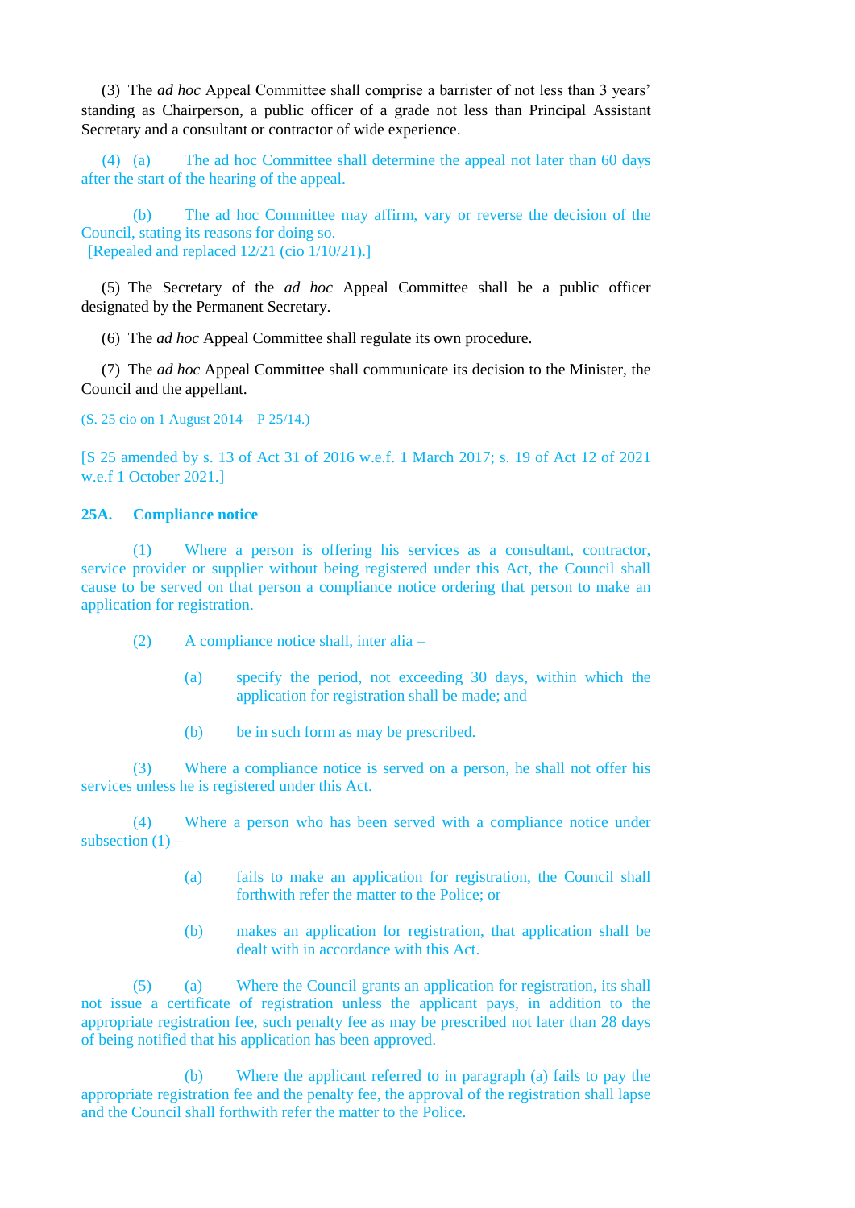(3) The *ad hoc* Appeal Committee shall comprise a barrister of not less than 3 years' standing as Chairperson, a public officer of a grade not less than Principal Assistant Secretary and a consultant or contractor of wide experience.

(4) (a) The ad hoc Committee shall determine the appeal not later than 60 days after the start of the hearing of the appeal.

(b) The ad hoc Committee may affirm, vary or reverse the decision of the Council, stating its reasons for doing so.
[Repealed and replaced 12/21 (cio 1/10/21).]

(5) The Secretary of the *ad hoc* Appeal Committee shall be a public officer designated by the Permanent Secretary.

(6) The *ad hoc* Appeal Committee shall regulate its own procedure.

(7) The *ad hoc* Appeal Committee shall communicate its decision to the Minister, the Council and the appellant.

(S. 25 cio on 1 August 2014 – P 25/14.)

[S 25 amended by s. 13 of Act 31 of 2016 w.e.f. 1 March 2017; s. 19 of Act 12 of 2021 w.e.f 1 October 2021.]

### 25A. Compliance notice

(1) Where a person is offering his services as a consultant, contractor, service provider or supplier without being registered under this Act, the Council shall cause to be served on that person a compliance notice ordering that person to make an application for registration.

(2) A compliance notice shall, inter alia –

(a) specify the period, not exceeding 30 days, within which the application for registration shall be made; and

(b) be in such form as may be prescribed.

(3) Where a compliance notice is served on a person, he shall not offer his services unless he is registered under this Act.

(4) Where a person who has been served with a compliance notice under subsection (1) –

(a) fails to make an application for registration, the Council shall forthwith refer the matter to the Police; or

(b) makes an application for registration, that application shall be dealt with in accordance with this Act.

(5) (a) Where the Council grants an application for registration, its shall not issue a certificate of registration unless the applicant pays, in addition to the appropriate registration fee, such penalty fee as may be prescribed not later than 28 days of being notified that his application has been approved.

(b) Where the applicant referred to in paragraph (a) fails to pay the appropriate registration fee and the penalty fee, the approval of the registration shall lapse and the Council shall forthwith refer the matter to the Police.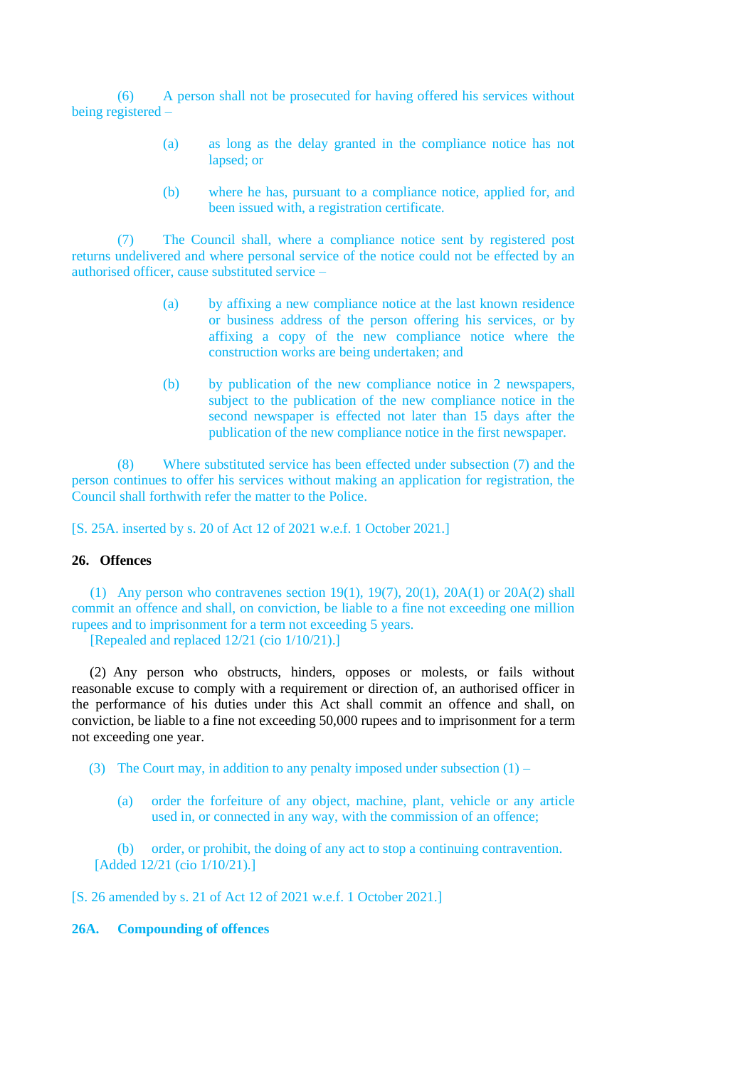(6) A person shall not be prosecuted for having offered his services without being registered –

(a) as long as the delay granted in the compliance notice has not lapsed; or

(b) where he has, pursuant to a compliance notice, applied for, and been issued with, a registration certificate.

(7) The Council shall, where a compliance notice sent by registered post returns undelivered and where personal service of the notice could not be effected by an authorised officer, cause substituted service –

(a) by affixing a new compliance notice at the last known residence or business address of the person offering his services, or by affixing a copy of the new compliance notice where the construction works are being undertaken; and

(b) by publication of the new compliance notice in 2 newspapers, subject to the publication of the new compliance notice in the second newspaper is effected not later than 15 days after the publication of the new compliance notice in the first newspaper.

(8) Where substituted service has been effected under subsection (7) and the person continues to offer his services without making an application for registration, the Council shall forthwith refer the matter to the Police.

[S. 25A. inserted by s. 20 of Act 12 of 2021 w.e.f. 1 October 2021.]

**26. Offences**

(1) Any person who contravenes section 19(1), 19(7), 20(1), 20A(1) or 20A(2) shall commit an offence and shall, on conviction, be liable to a fine not exceeding one million rupees and to imprisonment for a term not exceeding 5 years.
[Repealed and replaced 12/21 (cio 1/10/21).]

(2) Any person who obstructs, hinders, opposes or molests, or fails without reasonable excuse to comply with a requirement or direction of, an authorised officer in the performance of his duties under this Act shall commit an offence and shall, on conviction, be liable to a fine not exceeding 50,000 rupees and to imprisonment for a term not exceeding one year.

(3) The Court may, in addition to any penalty imposed under subsection (1) –

(a) order the forfeiture of any object, machine, plant, vehicle or any article used in, or connected in any way, with the commission of an offence;

(b) order, or prohibit, the doing of any act to stop a continuing contravention.
[Added 12/21 (cio 1/10/21).]

[S. 26 amended by s. 21 of Act 12 of 2021 w.e.f. 1 October 2021.]

**26A. Compounding of offences**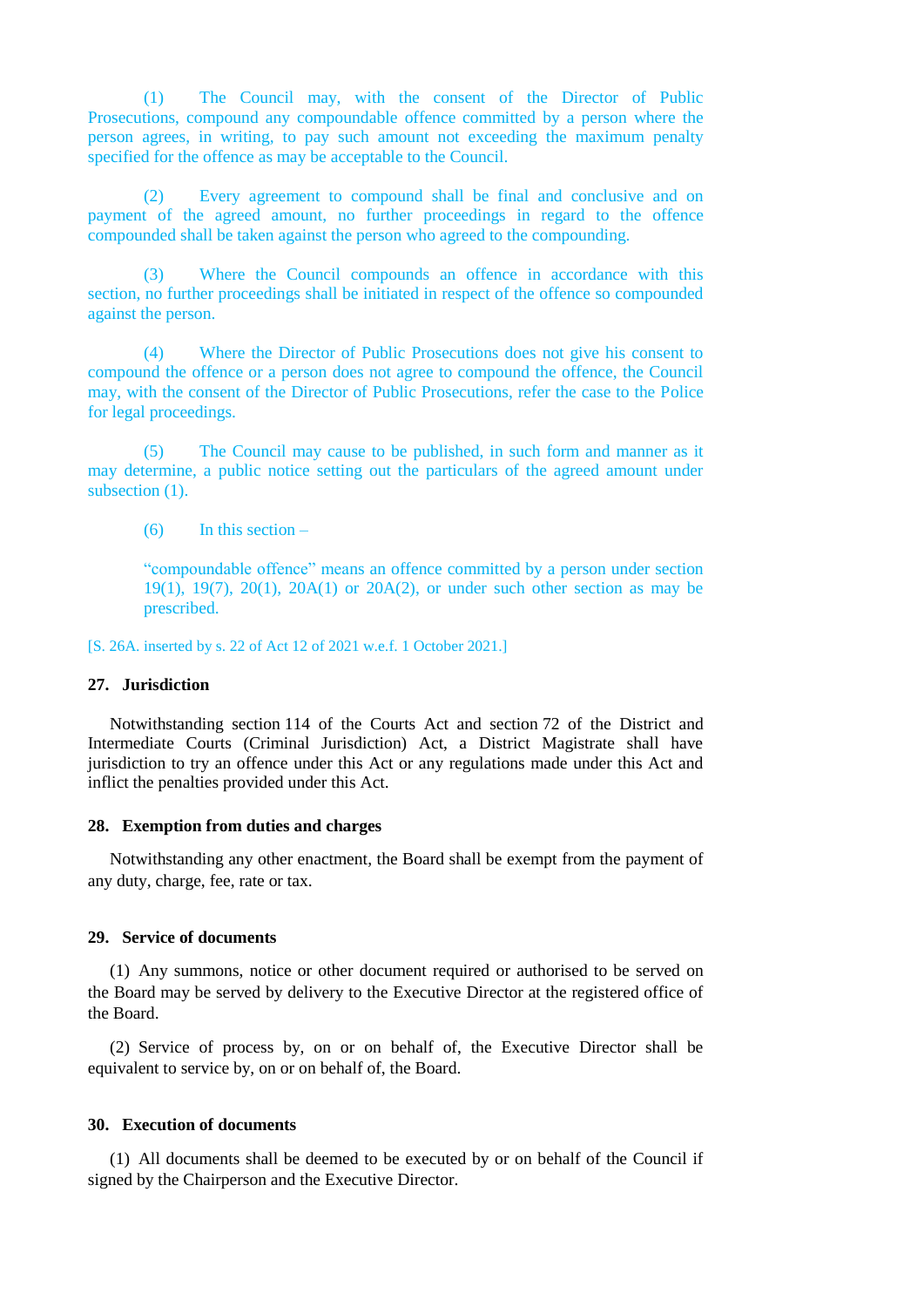(1) The Council may, with the consent of the Director of Public Prosecutions, compound any compoundable offence committed by a person where the person agrees, in writing, to pay such amount not exceeding the maximum penalty specified for the offence as may be acceptable to the Council.

(2) Every agreement to compound shall be final and conclusive and on payment of the agreed amount, no further proceedings in regard to the offence compounded shall be taken against the person who agreed to the compounding.

(3) Where the Council compounds an offence in accordance with this section, no further proceedings shall be initiated in respect of the offence so compounded against the person.

(4) Where the Director of Public Prosecutions does not give his consent to compound the offence or a person does not agree to compound the offence, the Council may, with the consent of the Director of Public Prosecutions, refer the case to the Police for legal proceedings.

(5) The Council may cause to be published, in such form and manner as it may determine, a public notice setting out the particulars of the agreed amount under subsection (1).

(6) In this section –

"compoundable offence" means an offence committed by a person under section 19(1), 19(7), 20(1), 20A(1) or 20A(2), or under such other section as may be prescribed.

[S. 26A. inserted by s. 22 of Act 12 of 2021 w.e.f. 1 October 2021.]

### 27. Jurisdiction

Notwithstanding section 114 of the Courts Act and section 72 of the District and Intermediate Courts (Criminal Jurisdiction) Act, a District Magistrate shall have jurisdiction to try an offence under this Act or any regulations made under this Act and inflict the penalties provided under this Act.

### 28. Exemption from duties and charges

Notwithstanding any other enactment, the Board shall be exempt from the payment of any duty, charge, fee, rate or tax.

### 29. Service of documents

(1) Any summons, notice or other document required or authorised to be served on the Board may be served by delivery to the Executive Director at the registered office of the Board.

(2) Service of process by, on or on behalf of, the Executive Director shall be equivalent to service by, on or on behalf of, the Board.

### 30. Execution of documents

(1) All documents shall be deemed to be executed by or on behalf of the Council if signed by the Chairperson and the Executive Director.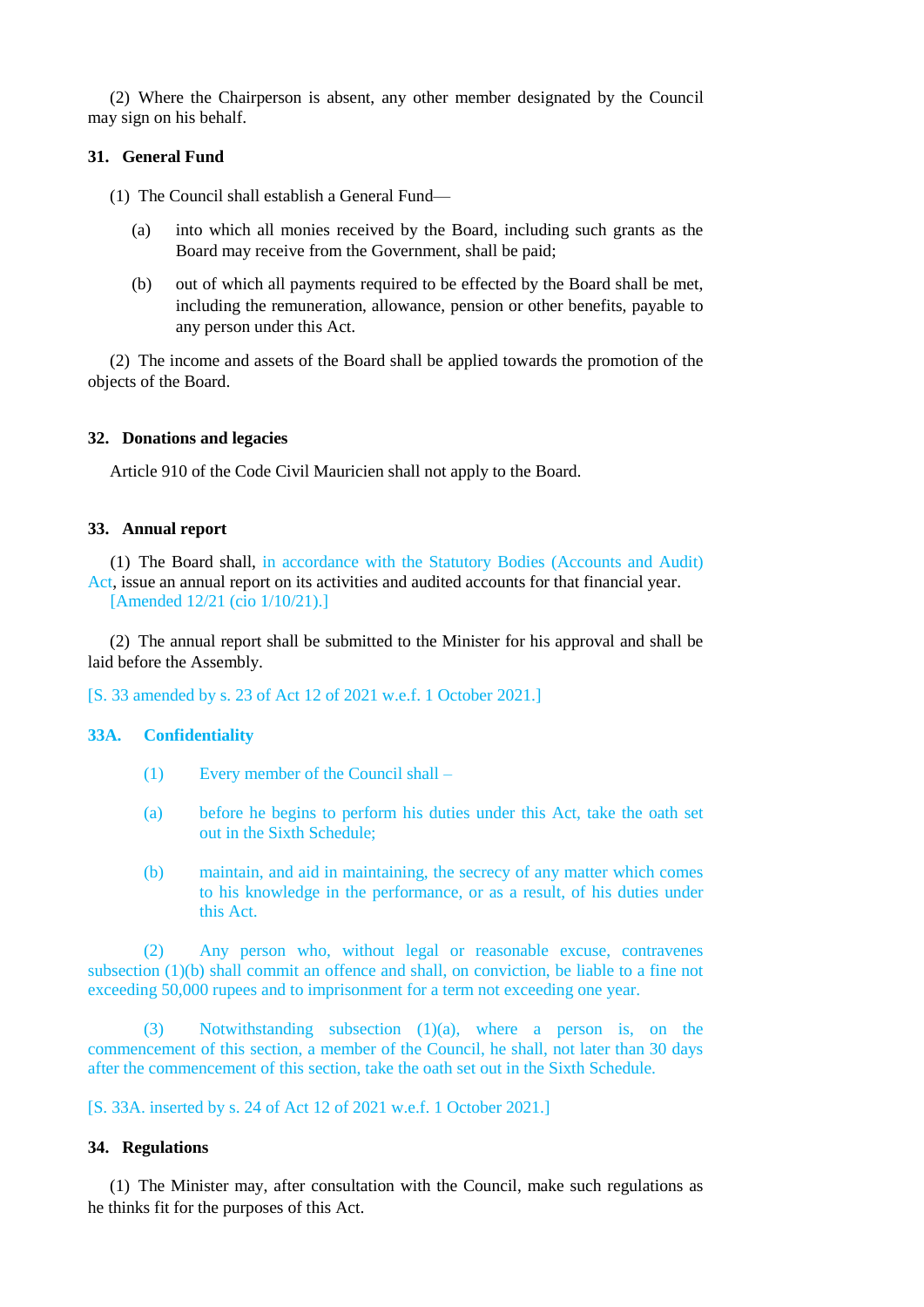(2) Where the Chairperson is absent, any other member designated by the Council may sign on his behalf.

**31. General Fund**

(1) The Council shall establish a General Fund—

(a) into which all monies received by the Board, including such grants as the Board may receive from the Government, shall be paid;

(b) out of which all payments required to be effected by the Board shall be met, including the remuneration, allowance, pension or other benefits, payable to any person under this Act.

(2) The income and assets of the Board shall be applied towards the promotion of the objects of the Board.

**32. Donations and legacies**

Article 910 of the Code Civil Mauricien shall not apply to the Board.

**33. Annual report**

(1) The Board shall, in accordance with the Statutory Bodies (Accounts and Audit) Act, issue an annual report on its activities and audited accounts for that financial year. [Amended 12/21 (cio 1/10/21).]

(2) The annual report shall be submitted to the Minister for his approval and shall be laid before the Assembly.

[S. 33 amended by s. 23 of Act 12 of 2021 w.e.f. 1 October 2021.]

**33A. Confidentiality**

(1) Every member of the Council shall –

(a) before he begins to perform his duties under this Act, take the oath set out in the Sixth Schedule;

(b) maintain, and aid in maintaining, the secrecy of any matter which comes to his knowledge in the performance, or as a result, of his duties under this Act.

(2) Any person who, without legal or reasonable excuse, contravenes subsection (1)(b) shall commit an offence and shall, on conviction, be liable to a fine not exceeding 50,000 rupees and to imprisonment for a term not exceeding one year.

(3) Notwithstanding subsection (1)(a), where a person is, on the commencement of this section, a member of the Council, he shall, not later than 30 days after the commencement of this section, take the oath set out in the Sixth Schedule.

[S. 33A. inserted by s. 24 of Act 12 of 2021 w.e.f. 1 October 2021.]

**34. Regulations**

(1) The Minister may, after consultation with the Council, make such regulations as he thinks fit for the purposes of this Act.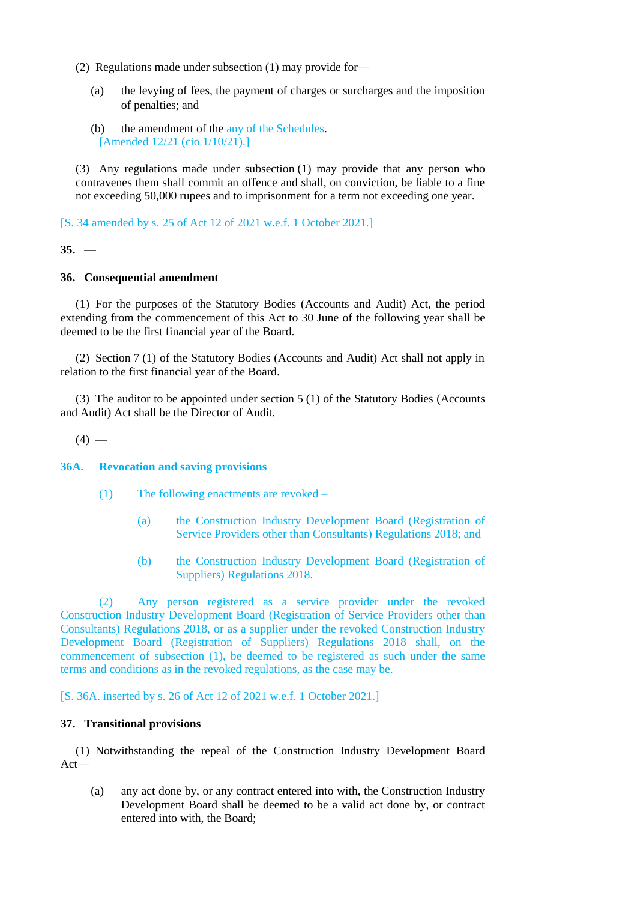(2) Regulations made under subsection (1) may provide for—

(a) the levying of fees, the payment of charges or surcharges and the imposition of penalties; and

(b) the amendment of the any of the Schedules.
[Amended 12/21 (cio 1/10/21).]

(3) Any regulations made under subsection (1) may provide that any person who contravenes them shall commit an offence and shall, on conviction, be liable to a fine not exceeding 50,000 rupees and to imprisonment for a term not exceeding one year.

[S. 34 amended by s. 25 of Act 12 of 2021 w.e.f. 1 October 2021.]

**35.** —

**36. Consequential amendment**

(1) For the purposes of the Statutory Bodies (Accounts and Audit) Act, the period extending from the commencement of this Act to 30 June of the following year shall be deemed to be the first financial year of the Board.

(2) Section 7 (1) of the Statutory Bodies (Accounts and Audit) Act shall not apply in relation to the first financial year of the Board.

(3) The auditor to be appointed under section 5 (1) of the Statutory Bodies (Accounts and Audit) Act shall be the Director of Audit.

(4) —

**36A. Revocation and saving provisions**

(1) The following enactments are revoked –

(a) the Construction Industry Development Board (Registration of Service Providers other than Consultants) Regulations 2018; and

(b) the Construction Industry Development Board (Registration of Suppliers) Regulations 2018.

(2) Any person registered as a service provider under the revoked Construction Industry Development Board (Registration of Service Providers other than Consultants) Regulations 2018, or as a supplier under the revoked Construction Industry Development Board (Registration of Suppliers) Regulations 2018 shall, on the commencement of subsection (1), be deemed to be registered as such under the same terms and conditions as in the revoked regulations, as the case may be.

[S. 36A. inserted by s. 26 of Act 12 of 2021 w.e.f. 1 October 2021.]

**37. Transitional provisions**

(1) Notwithstanding the repeal of the Construction Industry Development Board Act—

(a) any act done by, or any contract entered into with, the Construction Industry Development Board shall be deemed to be a valid act done by, or contract entered into with, the Board;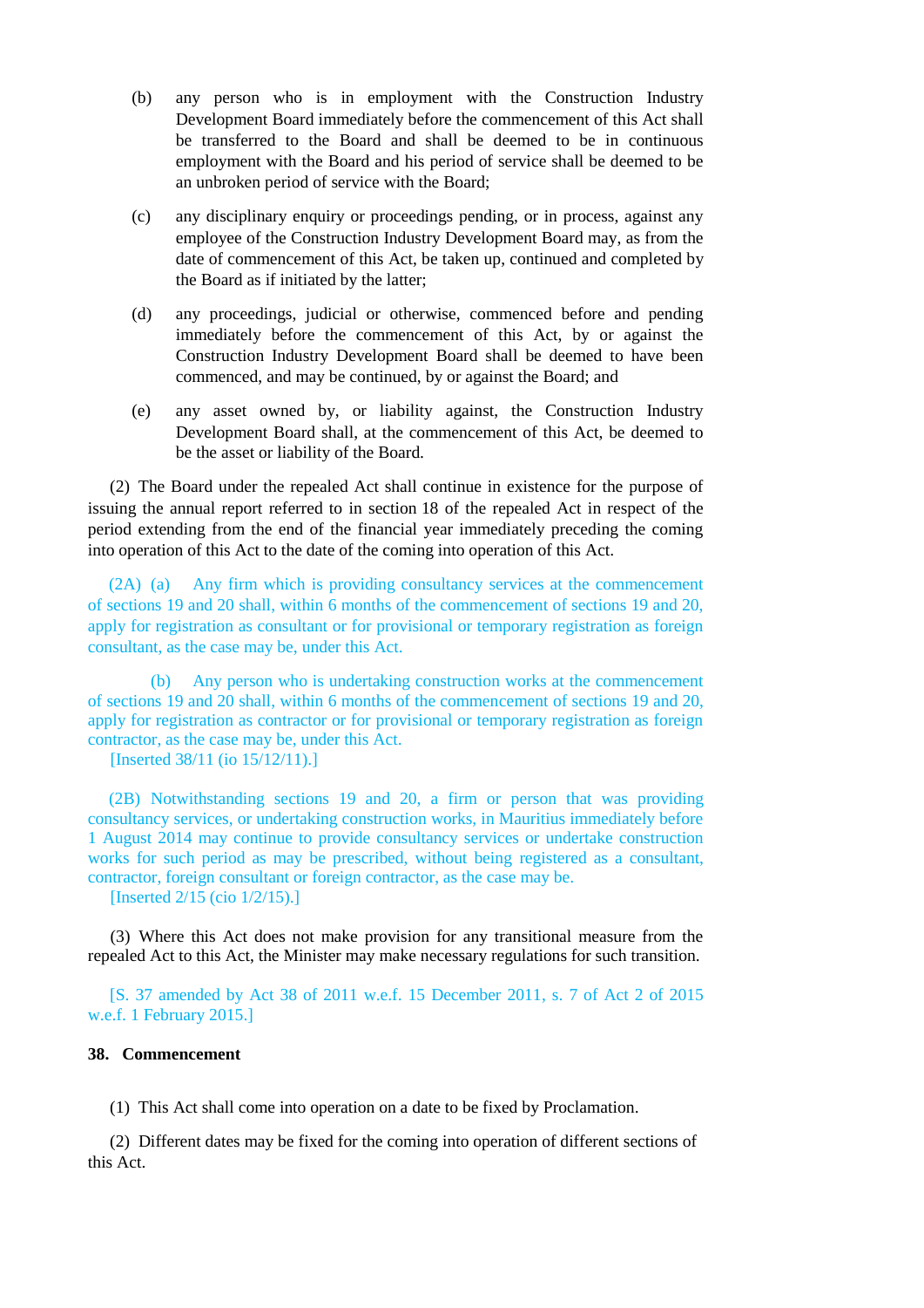(b) any person who is in employment with the Construction Industry Development Board immediately before the commencement of this Act shall be transferred to the Board and shall be deemed to be in continuous employment with the Board and his period of service shall be deemed to be an unbroken period of service with the Board;

(c) any disciplinary enquiry or proceedings pending, or in process, against any employee of the Construction Industry Development Board may, as from the date of commencement of this Act, be taken up, continued and completed by the Board as if initiated by the latter;

(d) any proceedings, judicial or otherwise, commenced before and pending immediately before the commencement of this Act, by or against the Construction Industry Development Board shall be deemed to have been commenced, and may be continued, by or against the Board; and

(e) any asset owned by, or liability against, the Construction Industry Development Board shall, at the commencement of this Act, be deemed to be the asset or liability of the Board.

(2) The Board under the repealed Act shall continue in existence for the purpose of issuing the annual report referred to in section 18 of the repealed Act in respect of the period extending from the end of the financial year immediately preceding the coming into operation of this Act to the date of the coming into operation of this Act.

(2A) (a) Any firm which is providing consultancy services at the commencement of sections 19 and 20 shall, within 6 months of the commencement of sections 19 and 20, apply for registration as consultant or for provisional or temporary registration as foreign consultant, as the case may be, under this Act.

(b) Any person who is undertaking construction works at the commencement of sections 19 and 20 shall, within 6 months of the commencement of sections 19 and 20, apply for registration as contractor or for provisional or temporary registration as foreign contractor, as the case may be, under this Act.

[Inserted 38/11 (io 15/12/11).]

(2B) Notwithstanding sections 19 and 20, a firm or person that was providing consultancy services, or undertaking construction works, in Mauritius immediately before 1 August 2014 may continue to provide consultancy services or undertake construction works for such period as may be prescribed, without being registered as a consultant, contractor, foreign consultant or foreign contractor, as the case may be.

[Inserted 2/15 (cio 1/2/15).]

(3) Where this Act does not make provision for any transitional measure from the repealed Act to this Act, the Minister may make necessary regulations for such transition.

[S. 37 amended by Act 38 of 2011 w.e.f. 15 December 2011, s. 7 of Act 2 of 2015 w.e.f. 1 February 2015.]

**38. Commencement**

(1) This Act shall come into operation on a date to be fixed by Proclamation.

(2) Different dates may be fixed for the coming into operation of different sections of this Act.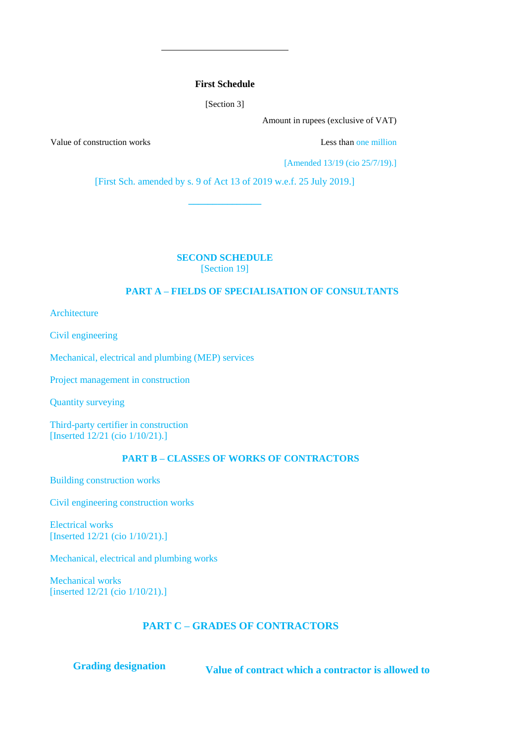---

**First Schedule**

[Section 3]

| | Amount in rupees (exclusive of VAT) |
|---|---|
| Value of construction works | Less than one million |

[Amended 13/19 (cio 25/7/19).]

[First Sch. amended by s. 9 of Act 13 of 2019 w.e.f. 25 July 2019.]

---

## SECOND SCHEDULE

[Section 19]

### PART A – FIELDS OF SPECIALISATION OF CONSULTANTS

Architecture

Civil engineering

Mechanical, electrical and plumbing (MEP) services

Project management in construction

Quantity surveying

Third-party certifier in construction
[Inserted 12/21 (cio 1/10/21).]

### PART B – CLASSES OF WORKS OF CONTRACTORS

Building construction works

Civil engineering construction works

Electrical works
[Inserted 12/21 (cio 1/10/21).]

Mechanical, electrical and plumbing works

Mechanical works
[inserted 12/21 (cio 1/10/21).]

### PART C – GRADES OF CONTRACTORS

| Grading designation | Value of contract which a contractor is allowed to |
|---|---|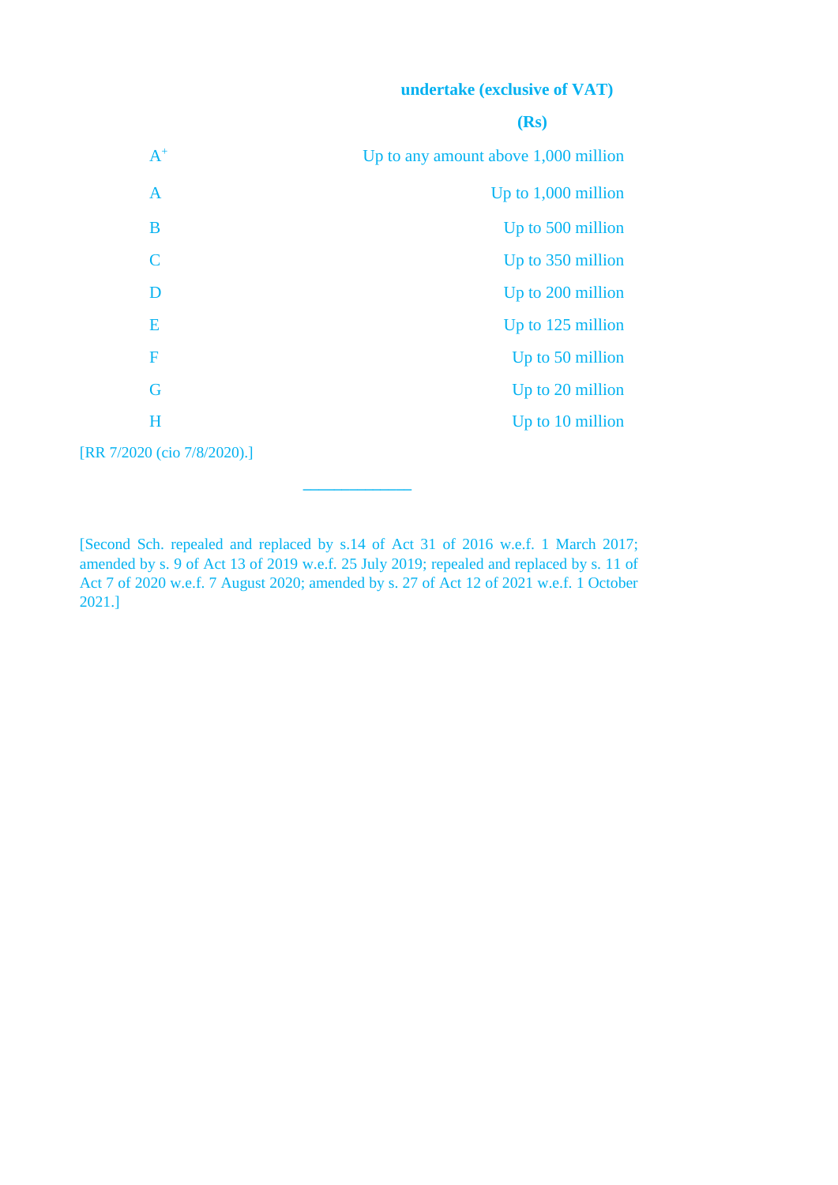| | undertake (exclusive of VAT) (Rs) |
|---|---|
| A+ | Up to any amount above 1,000 million |
| A | Up to 1,000 million |
| B | Up to 500 million |
| C | Up to 350 million |
| D | Up to 200 million |
| E | Up to 125 million |
| F | Up to 50 million |
| G | Up to 20 million |
| H | Up to 10 million |

[RR 7/2020 (cio 7/8/2020).]

---

[Second Sch. repealed and replaced by s.14 of Act 31 of 2016 w.e.f. 1 March 2017; amended by s. 9 of Act 13 of 2019 w.e.f. 25 July 2019; repealed and replaced by s. 11 of Act 7 of 2020 w.e.f. 7 August 2020; amended by s. 27 of Act 12 of 2021 w.e.f. 1 October 2021.]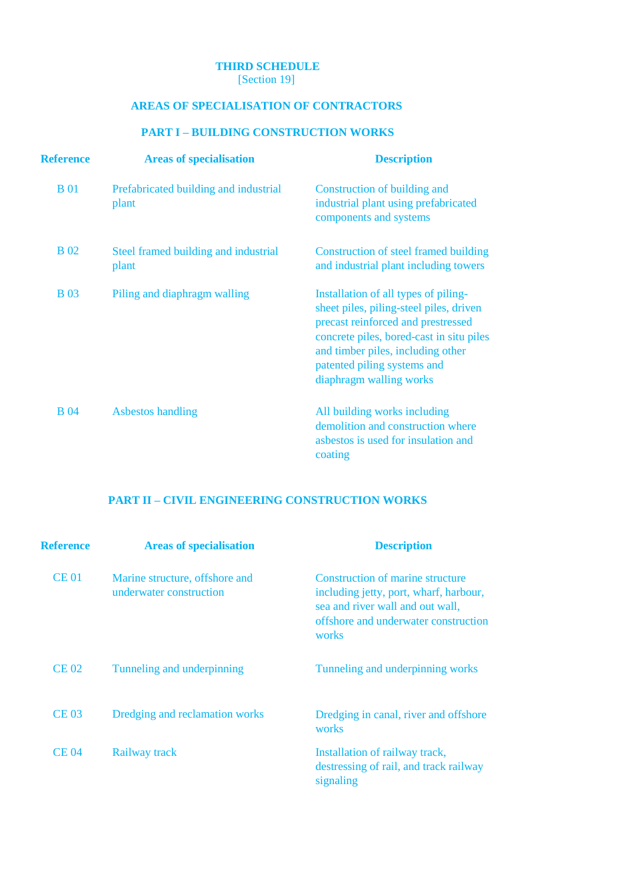## THIRD SCHEDULE

[Section 19]

## AREAS OF SPECIALISATION OF CONTRACTORS

### PART I – BUILDING CONSTRUCTION WORKS

| Reference | Areas of specialisation | Description |
|---|---|---|
| B 01 | Prefabricated building and industrial plant | Construction of building and industrial plant using prefabricated components and systems |
| B 02 | Steel framed building and industrial plant | Construction of steel framed building and industrial plant including towers |
| B 03 | Piling and diaphragm walling | Installation of all types of piling-sheet piles, piling-steel piles, driven precast reinforced and prestressed concrete piles, bored-cast in situ piles and timber piles, including other patented piling systems and diaphragm walling works |
| B 04 | Asbestos handling | All building works including demolition and construction where asbestos is used for insulation and coating |

### PART II – CIVIL ENGINEERING CONSTRUCTION WORKS

| Reference | Areas of specialisation | Description |
|---|---|---|
| CE 01 | Marine structure, offshore and underwater construction | Construction of marine structure including jetty, port, wharf, harbour, sea and river wall and out wall, offshore and underwater construction works |
| CE 02 | Tunneling and underpinning | Tunneling and underpinning works |
| CE 03 | Dredging and reclamation works | Dredging in canal, river and offshore works |
| CE 04 | Railway track | Installation of railway track, destressing of rail, and track railway signaling |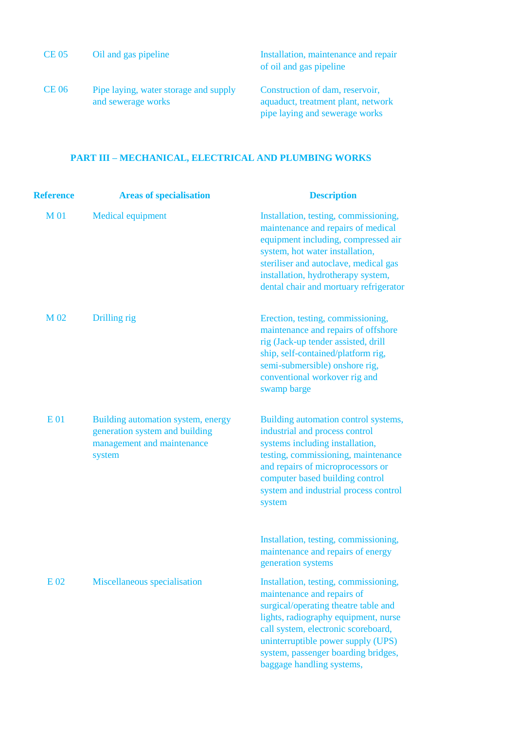| | | |
|---|---|---|
| CE 05 | Oil and gas pipeline | Installation, maintenance and repair of oil and gas pipeline |
| CE 06 | Pipe laying, water storage and supply and sewerage works | Construction of dam, reservoir, aquaduct, treatment plant, network pipe laying and sewerage works |

## PART III – MECHANICAL, ELECTRICAL AND PLUMBING WORKS

| Reference | Areas of specialisation | Description |
|---|---|---|
| M 01 | Medical equipment | Installation, testing, commissioning, maintenance and repairs of medical equipment including, compressed air system, hot water installation, steriliser and autoclave, medical gas installation, hydrotherapy system, dental chair and mortuary refrigerator |
| M 02 | Drilling rig | Erection, testing, commissioning, maintenance and repairs of offshore rig (Jack-up tender assisted, drill ship, self-contained/platform rig, semi-submersible) onshore rig, conventional workover rig and swamp barge |
| E 01 | Building automation system, energy generation system and building management and maintenance system | Building automation control systems, industrial and process control systems including installation, testing, commissioning, maintenance and repairs of microprocessors or computer based building control system and industrial process control system |
| | | Installation, testing, commissioning, maintenance and repairs of energy generation systems |
| E 02 | Miscellaneous specialisation | Installation, testing, commissioning, maintenance and repairs of surgical/operating theatre table and lights, radiography equipment, nurse call system, electronic scoreboard, uninterruptible power supply (UPS) system, passenger boarding bridges, baggage handling systems, |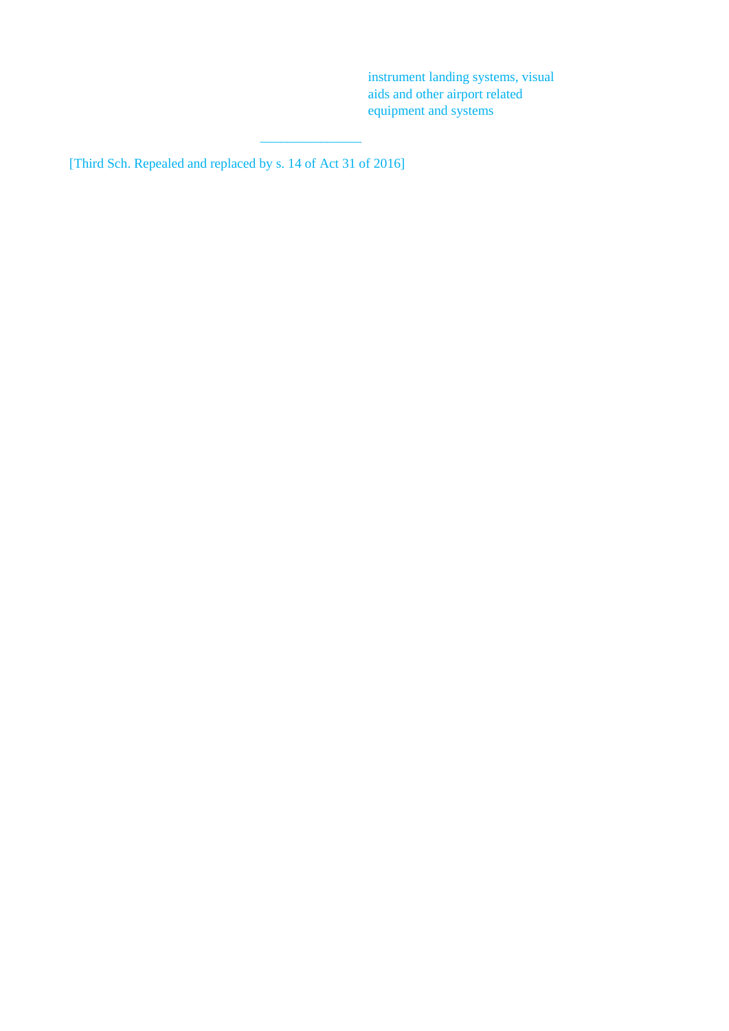instrument landing systems, visual aids and other airport related equipment and systems

---

[Third Sch. Repealed and replaced by s. 14 of Act 31 of 2016]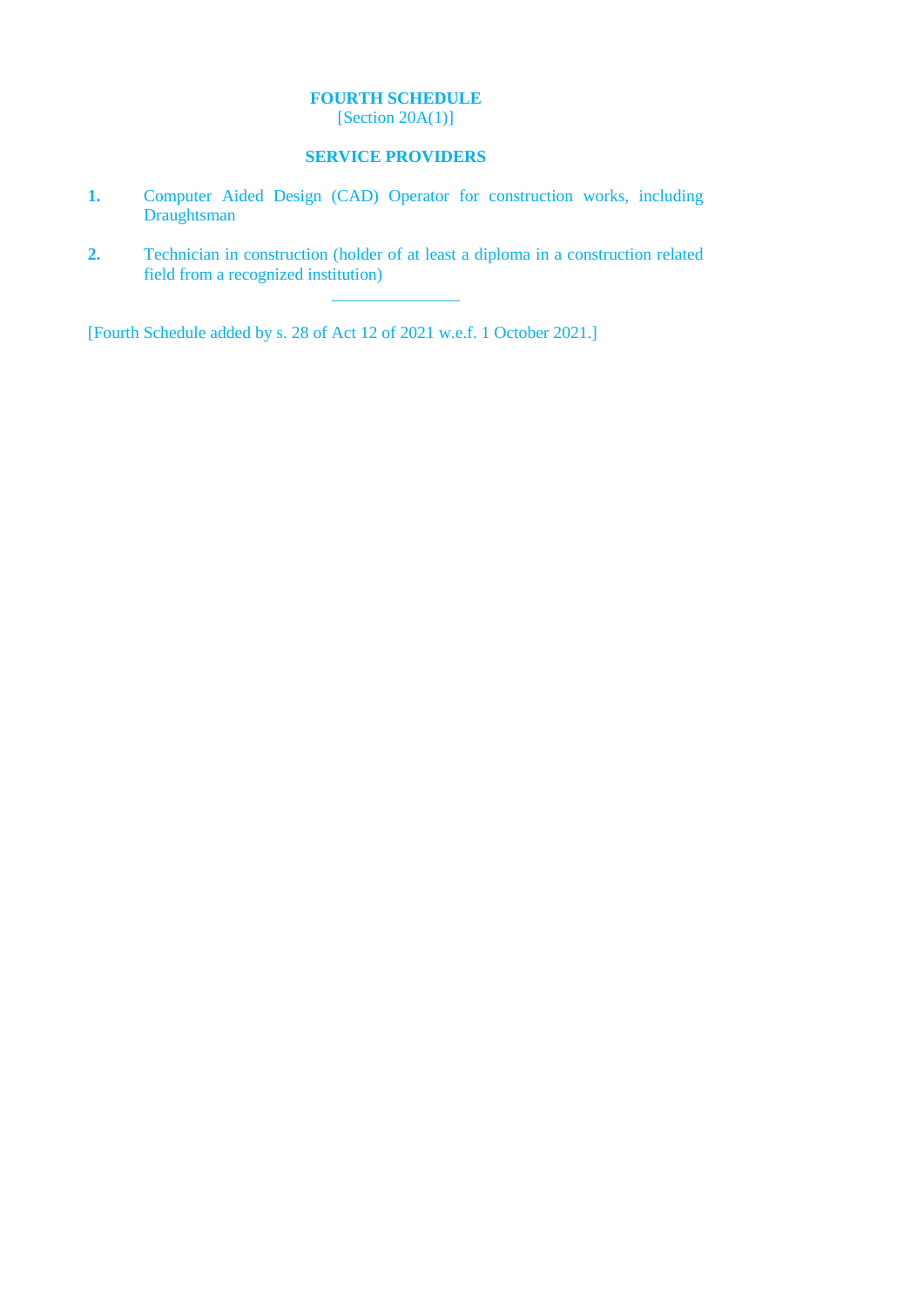**FOURTH SCHEDULE**
[Section 20A(1)]

**SERVICE PROVIDERS**

**1.** Computer Aided Design (CAD) Operator for construction works, including Draughtsman

**2.** Technician in construction (holder of at least a diploma in a construction related field from a recognized institution)

---

[Fourth Schedule added by s. 28 of Act 12 of 2021 w.e.f. 1 October 2021.]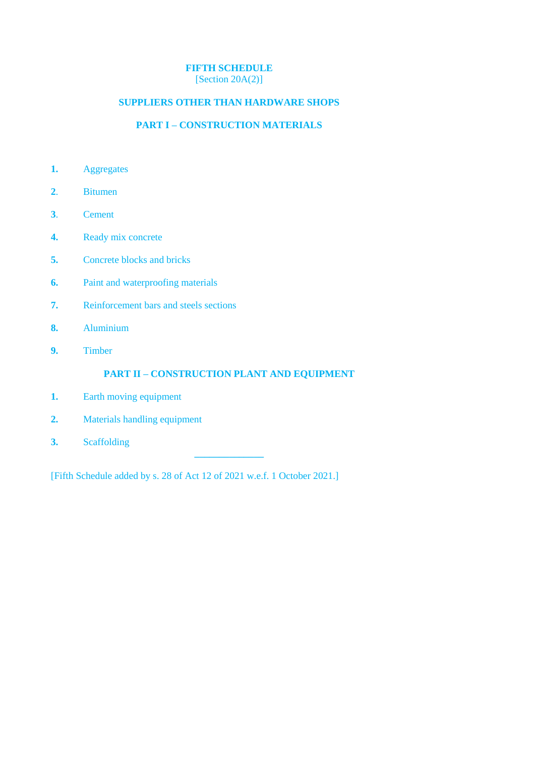## FIFTH SCHEDULE

[Section 20A(2)]

## SUPPLIERS OTHER THAN HARDWARE SHOPS

### PART I – CONSTRUCTION MATERIALS

**1.** Aggregates

**2.** Bitumen

**3.** Cement

**4.** Ready mix concrete

**5.** Concrete blocks and bricks

**6.** Paint and waterproofing materials

**7.** Reinforcement bars and steels sections

**8.** Aluminium

**9.** Timber

### PART II – CONSTRUCTION PLANT AND EQUIPMENT

**1.** Earth moving equipment

**2.** Materials handling equipment

**3.** Scaffolding

---

[Fifth Schedule added by s. 28 of Act 12 of 2021 w.e.f. 1 October 2021.]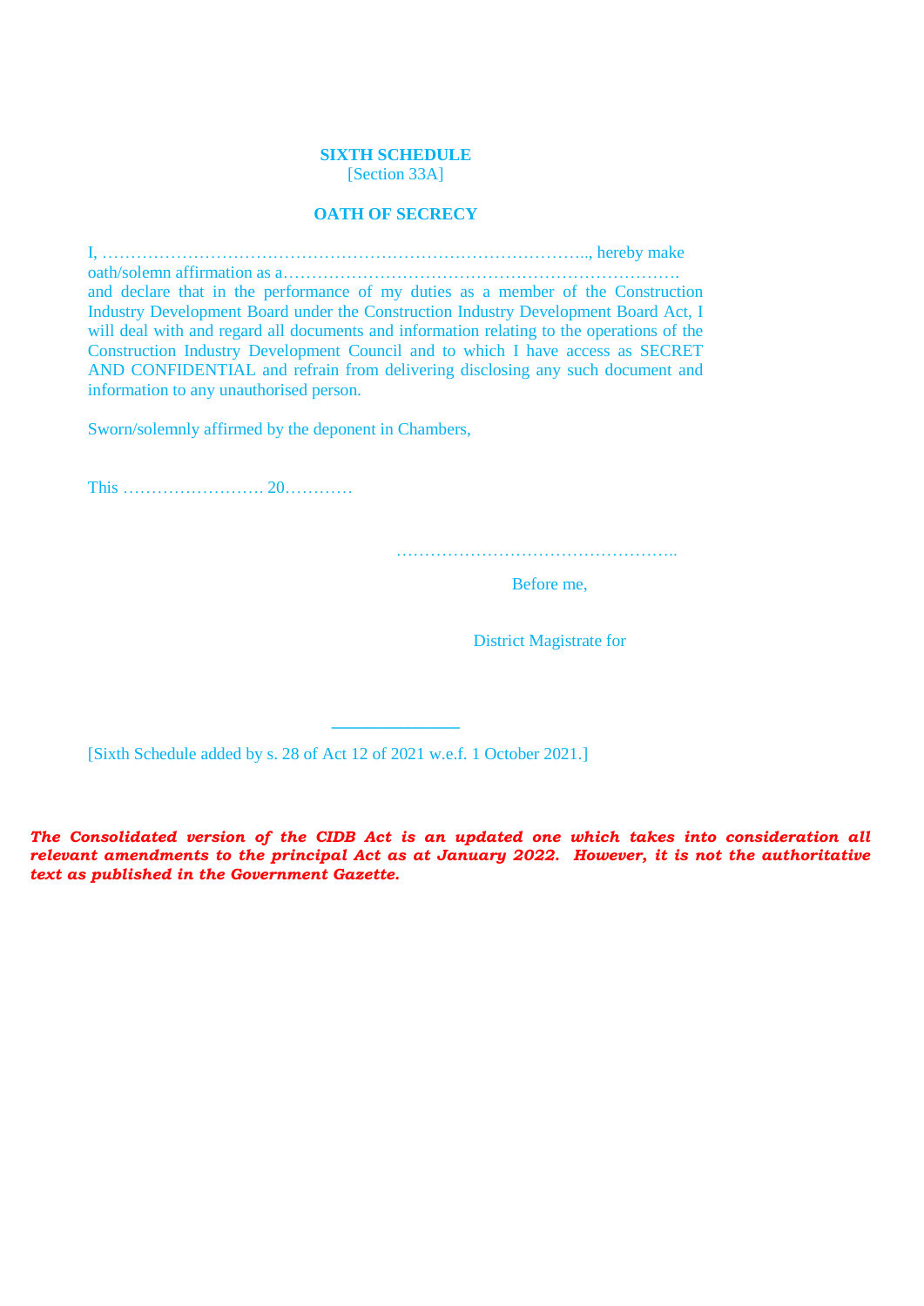**SIXTH SCHEDULE**
[Section 33A]

**OATH OF SECRECY**

I, ……………………………………………………………………………….., hereby make oath/solemn affirmation as a……………………………………………………………. and declare that in the performance of my duties as a member of the Construction Industry Development Board under the Construction Industry Development Board Act, I will deal with and regard all documents and information relating to the operations of the Construction Industry Development Council and to which I have access as SECRET AND CONFIDENTIAL and refrain from delivering disclosing any such document and information to any unauthorised person.

Sworn/solemnly affirmed by the deponent in Chambers,

This …………………… 20…………

…………………………………………..

Before me,

District Magistrate for

---

[Sixth Schedule added by s. 28 of Act 12 of 2021 w.e.f. 1 October 2021.]

***The Consolidated version of the CIDB Act is an updated one which takes into consideration all relevant amendments to the principal Act as at January 2022. However, it is not the authoritative text as published in the Government Gazette.***